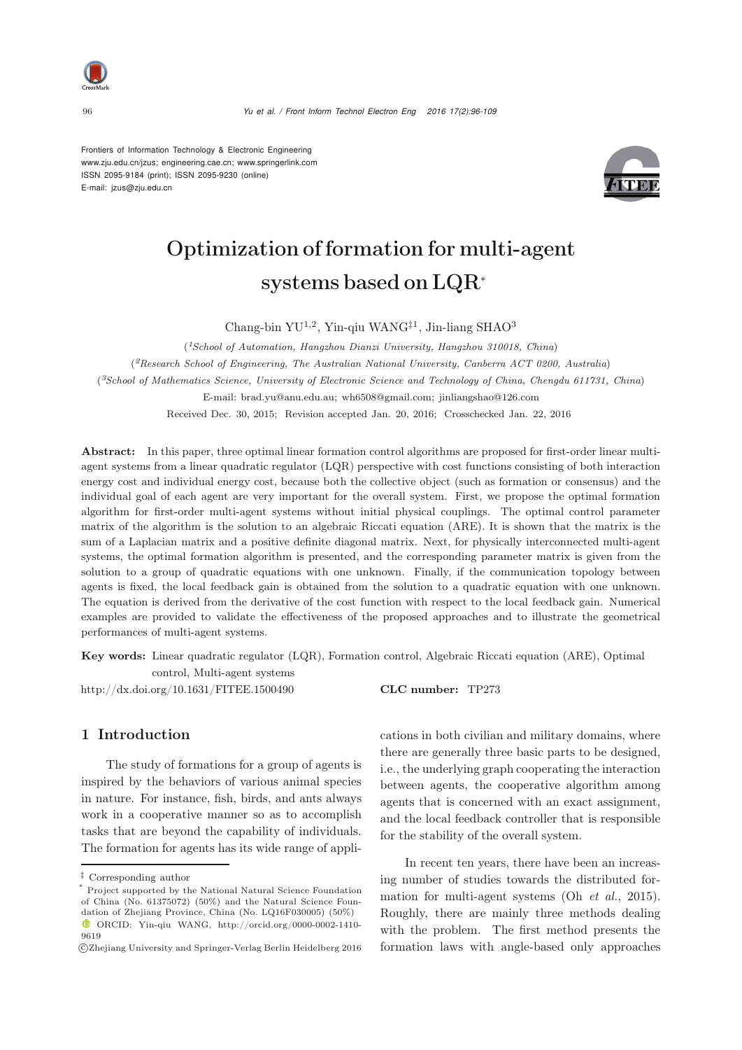Frontiers of Information Technology & Electronic Engineering
www.zju.edu.cn/jzus; engineering.cae.cn; www.springerlink.com
ISSN 2095-9184 (print); ISSN 2095-9230 (online)
E-mail: jzus@zju.edu.cn

# Optimization of formation for multi-agent systems based on LQR*

Chang-bin YU[1,2], Yin-qiu WANG[‡1], Jin-liang SHAO[3]

([1]School of Automation, Hangzhou Dianzi University, Hangzhou 310018, China)
([2]Research School of Engineering, The Australian National University, Canberra ACT 0200, Australia)
([3]School of Mathematics Science, University of Electronic Science and Technology of China, Chengdu 611731, China)
E-mail: brad.yu@anu.edu.au; wh6508@gmail.com; jinliangshao@126.com
Received Dec. 30, 2015; Revision accepted Jan. 20, 2016; Crosschecked Jan. 22, 2016

**Abstract:** In this paper, three optimal linear formation control algorithms are proposed for first-order linear multi-agent systems from a linear quadratic regulator (LQR) perspective with cost functions consisting of both interaction energy cost and individual energy cost, because both the collective object (such as formation or consensus) and the individual goal of each agent are very important for the overall system. First, we propose the optimal formation algorithm for first-order multi-agent systems without initial physical couplings. The optimal control parameter matrix of the algorithm is the solution to an algebraic Riccati equation (ARE). It is shown that the matrix is the sum of a Laplacian matrix and a positive definite diagonal matrix. Next, for physically interconnected multi-agent systems, the optimal formation algorithm is presented, and the corresponding parameter matrix is given from the solution to a group of quadratic equations with one unknown. Finally, if the communication topology between agents is fixed, the local feedback gain is obtained from the solution to a quadratic equation with one unknown. The equation is derived from the derivative of the cost function with respect to the local feedback gain. Numerical examples are provided to validate the effectiveness of the proposed approaches and to illustrate the geometrical performances of multi-agent systems.

**Key words:** Linear quadratic regulator (LQR), Formation control, Algebraic Riccati equation (ARE), Optimal control, Multi-agent systems

http://dx.doi.org/10.1631/FITEE.1500490 **CLC number:** TP273

## 1 Introduction

The study of formations for a group of agents is inspired by the behaviors of various animal species in nature. For instance, fish, birds, and ants always work in a cooperative manner so as to accomplish tasks that are beyond the capability of individuals. The formation for agents has its wide range of applications in both civilian and military domains, where there are generally three basic parts to be designed, i.e., the underlying graph cooperating the interaction between agents, the cooperative algorithm among agents that is concerned with an exact assignment, and the local feedback controller that is responsible for the stability of the overall system.

In recent ten years, there have been an increasing number of studies towards the distributed formation for multi-agent systems (Oh *et al.*, 2015). Roughly, there are mainly three methods dealing with the problem. The first method presents the formation laws with angle-based only approaches

‡ Corresponding author
* Project supported by the National Natural Science Foundation of China (No. 61375072) (50%) and the Natural Science Foundation of Zhejiang Province, China (No. LQ16F030005) (50%)
ORCID: Yin-qiu WANG, http://orcid.org/0000-0002-1410-9619
©Zhejiang University and Springer-Verlag Berlin Heidelberg 2016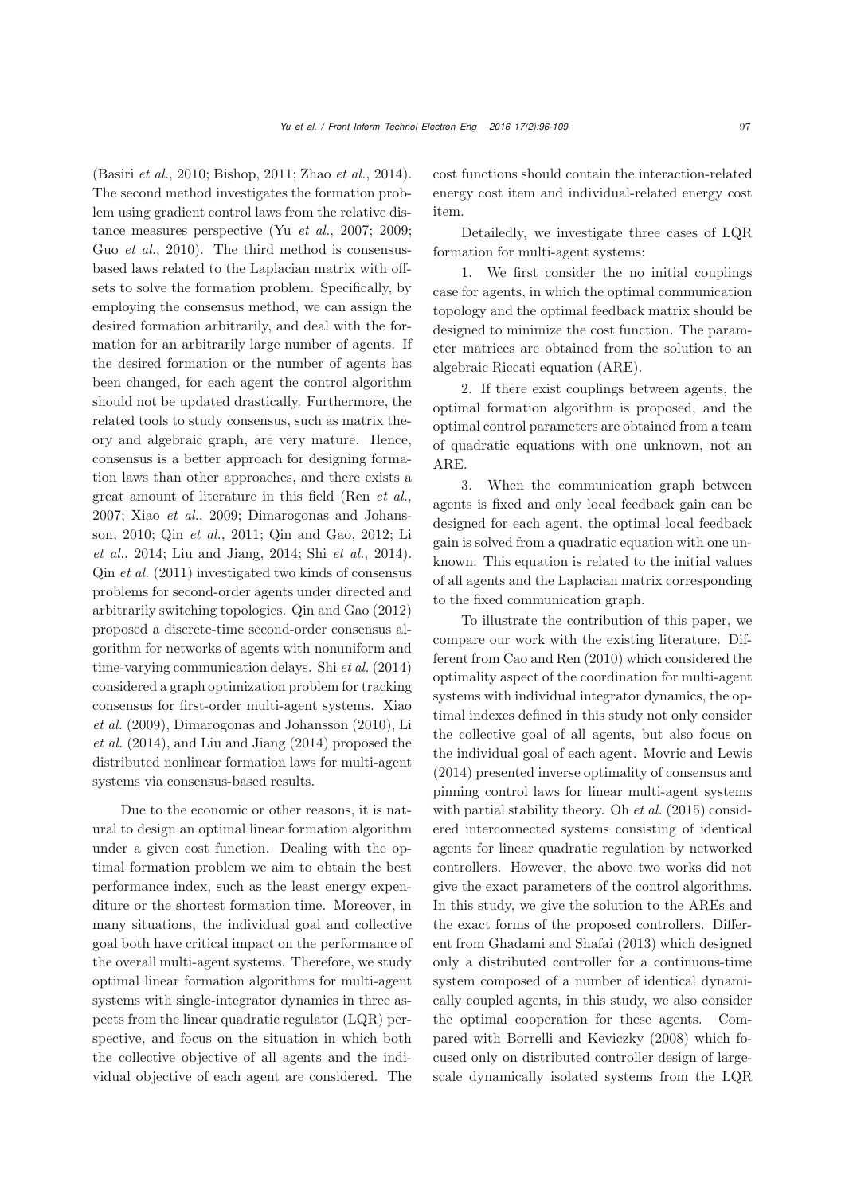(Basiri *et al.*, 2010; Bishop, 2011; Zhao *et al.*, 2014). The second method investigates the formation problem using gradient control laws from the relative distance measures perspective (Yu *et al.*, 2007; 2009; Guo *et al.*, 2010). The third method is consensus-based laws related to the Laplacian matrix with offsets to solve the formation problem. Specifically, by employing the consensus method, we can assign the desired formation arbitrarily, and deal with the formation for an arbitrarily large number of agents. If the desired formation or the number of agents has been changed, for each agent the control algorithm should not be updated drastically. Furthermore, the related tools to study consensus, such as matrix theory and algebraic graph, are very mature. Hence, consensus is a better approach for designing formation laws than other approaches, and there exists a great amount of literature in this field (Ren *et al.*, 2007; Xiao *et al.*, 2009; Dimarogonas and Johansson, 2010; Qin *et al.*, 2011; Qin and Gao, 2012; Li *et al.*, 2014; Liu and Jiang, 2014; Shi *et al.*, 2014). Qin *et al.* (2011) investigated two kinds of consensus problems for second-order agents under directed and arbitrarily switching topologies. Qin and Gao (2012) proposed a discrete-time second-order consensus algorithm for networks of agents with nonuniform and time-varying communication delays. Shi *et al.* (2014) considered a graph optimization problem for tracking consensus for first-order multi-agent systems. Xiao *et al.* (2009), Dimarogonas and Johansson (2010), Li *et al.* (2014), and Liu and Jiang (2014) proposed the distributed nonlinear formation laws for multi-agent systems via consensus-based results.

Due to the economic or other reasons, it is natural to design an optimal linear formation algorithm under a given cost function. Dealing with the optimal formation problem we aim to obtain the best performance index, such as the least energy expenditure or the shortest formation time. Moreover, in many situations, the individual goal and collective goal both have critical impact on the performance of the overall multi-agent systems. Therefore, we study optimal linear formation algorithms for multi-agent systems with single-integrator dynamics in three aspects from the linear quadratic regulator (LQR) perspective, and focus on the situation in which both the collective objective of all agents and the individual objective of each agent are considered. The cost functions should contain the interaction-related energy cost item and individual-related energy cost item.

Detailedly, we investigate three cases of LQR formation for multi-agent systems:

1. We first consider the no initial couplings case for agents, in which the optimal communication topology and the optimal feedback matrix should be designed to minimize the cost function. The parameter matrices are obtained from the solution to an algebraic Riccati equation (ARE).

2. If there exist couplings between agents, the optimal formation algorithm is proposed, and the optimal control parameters are obtained from a team of quadratic equations with one unknown, not an ARE.

3. When the communication graph between agents is fixed and only local feedback gain can be designed for each agent, the optimal local feedback gain is solved from a quadratic equation with one unknown. This equation is related to the initial values of all agents and the Laplacian matrix corresponding to the fixed communication graph.

To illustrate the contribution of this paper, we compare our work with the existing literature. Different from Cao and Ren (2010) which considered the optimality aspect of the coordination for multi-agent systems with individual integrator dynamics, the optimal indexes defined in this study not only consider the collective goal of all agents, but also focus on the individual goal of each agent. Movric and Lewis (2014) presented inverse optimality of consensus and pinning control laws for linear multi-agent systems with partial stability theory. Oh *et al.* (2015) considered interconnected systems consisting of identical agents for linear quadratic regulation by networked controllers. However, the above two works did not give the exact parameters of the control algorithms. In this study, we give the solution to the AREs and the exact forms of the proposed controllers. Different from Ghadami and Shafai (2013) which designed only a distributed controller for a continuous-time system composed of a number of identical dynamically coupled agents, in this study, we also consider the optimal cooperation for these agents. Compared with Borrelli and Keviczky (2008) which focused only on distributed controller design of large-scale dynamically isolated systems from the LQR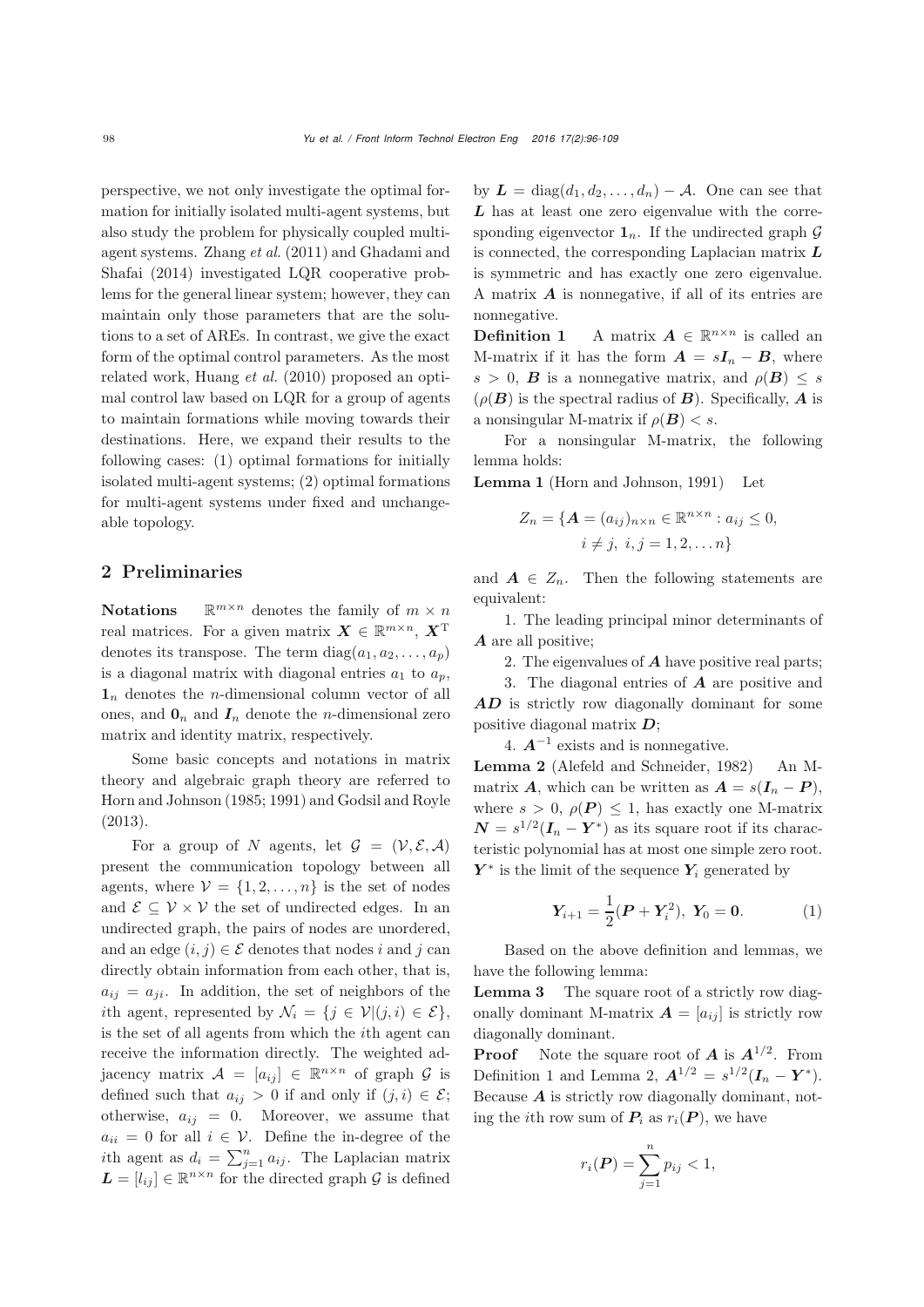perspective, we not only investigate the optimal formation for initially isolated multi-agent systems, but also study the problem for physically coupled multi-agent systems. Zhang *et al.* (2011) and Ghadami and Shafai (2014) investigated LQR cooperative problems for the general linear system; however, they can maintain only those parameters that are the solutions to a set of AREs. In contrast, we give the exact form of the optimal control parameters. As the most related work, Huang *et al.* (2010) proposed an optimal control law based on LQR for a group of agents to maintain formations while moving towards their destinations. Here, we expand their results to the following cases: (1) optimal formations for initially isolated multi-agent systems; (2) optimal formations for multi-agent systems under fixed and unchangeable topology.

## 2 Preliminaries

**Notations** $\mathbb{R}^{m\times n}$ denotes the family of $m\times n$ real matrices. For a given matrix $\boldsymbol{X}\in\mathbb{R}^{m\times n}$, $\boldsymbol{X}^{\mathrm{T}}$ denotes its transpose. The term $\mathrm{diag}(a_1,a_2,\ldots,a_p)$ is a diagonal matrix with diagonal entries $a_1$ to $a_p$, $\mathbf{1}_n$ denotes the $n$-dimensional column vector of all ones, and $\mathbf{0}_n$ and $\boldsymbol{I}_n$ denote the $n$-dimensional zero matrix and identity matrix, respectively.

Some basic concepts and notations in matrix theory and algebraic graph theory are referred to Horn and Johnson (1985; 1991) and Godsil and Royle (2013).

For a group of $N$ agents, let $\mathcal{G}=(\mathcal{V},\mathcal{E},\mathcal{A})$ present the communication topology between all agents, where $\mathcal{V}=\{1,2,\ldots,n\}$ is the set of nodes and $\mathcal{E}\subseteq\mathcal{V}\times\mathcal{V}$ the set of undirected edges. In an undirected graph, the pairs of nodes are unordered, and an edge $(i,j)\in\mathcal{E}$ denotes that nodes $i$ and $j$ can directly obtain information from each other, that is, $a_{ij}=a_{ji}$. In addition, the set of neighbors of the $i$th agent, represented by $\mathcal{N}_i=\{j\in\mathcal{V}|(j,i)\in\mathcal{E}\}$, is the set of all agents from which the $i$th agent can receive the information directly. The weighted adjacency matrix $\mathcal{A}=[a_{ij}]\in\mathbb{R}^{n\times n}$ of graph $\mathcal{G}$ is defined such that $a_{ij}>0$ if and only if $(j,i)\in\mathcal{E}$; otherwise, $a_{ij}=0$. Moreover, we assume that $a_{ii}=0$ for all $i\in\mathcal{V}$. Define the in-degree of the $i$th agent as $d_i=\sum_{j=1}^{n}a_{ij}$. The Laplacian matrix $\boldsymbol{L}=[l_{ij}]\in\mathbb{R}^{n\times n}$ for the directed graph $\mathcal{G}$ is defined by $\boldsymbol{L}=\mathrm{diag}(d_1,d_2,\ldots,d_n)-\mathcal{A}$. One can see that $\boldsymbol{L}$ has at least one zero eigenvalue with the corresponding eigenvector $\mathbf{1}_n$. If the undirected graph $\mathcal{G}$ is connected, the corresponding Laplacian matrix $\boldsymbol{L}$ is symmetric and has exactly one zero eigenvalue. A matrix $\boldsymbol{A}$ is nonnegative, if all of its entries are nonnegative.

**Definition 1** A matrix $\boldsymbol{A}\in\mathbb{R}^{n\times n}$ is called an M-matrix if it has the form $\boldsymbol{A}=s\boldsymbol{I}_n-\boldsymbol{B}$, where $s>0$, $\boldsymbol{B}$ is a nonnegative matrix, and $\rho(\boldsymbol{B})\leq s$ ($\rho(\boldsymbol{B})$ is the spectral radius of $\boldsymbol{B}$). Specifically, $\boldsymbol{A}$ is a nonsingular M-matrix if $\rho(\boldsymbol{B})<s$.

For a nonsingular M-matrix, the following lemma holds:

**Lemma 1** (Horn and Johnson, 1991) Let

$$Z_n=\{\boldsymbol{A}=(a_{ij})_{n\times n}\in\mathbb{R}^{n\times n}:a_{ij}\leq 0,\ i\neq j,\ i,j=1,2,\ldots n\}$$

and $\boldsymbol{A}\in Z_n$. Then the following statements are equivalent:

1. The leading principal minor determinants of $\boldsymbol{A}$ are all positive;

2. The eigenvalues of $\boldsymbol{A}$ have positive real parts;

3. The diagonal entries of $\boldsymbol{A}$ are positive and $\boldsymbol{AD}$ is strictly row diagonally dominant for some positive diagonal matrix $\boldsymbol{D}$;

4. $\boldsymbol{A}^{-1}$ exists and is nonnegative.

**Lemma 2** (Alefeld and Schneider, 1982) An M-matrix $\boldsymbol{A}$, which can be written as $\boldsymbol{A}=s(\boldsymbol{I}_n-\boldsymbol{P})$, where $s>0$, $\rho(\boldsymbol{P})\leq 1$, has exactly one M-matrix $\boldsymbol{N}=s^{1/2}(\boldsymbol{I}_n-\boldsymbol{Y}^*)$ as its square root if its characteristic polynomial has at most one simple zero root. $\boldsymbol{Y}^*$ is the limit of the sequence $\boldsymbol{Y}_i$ generated by

$$\boldsymbol{Y}_{i+1}=\frac{1}{2}(\boldsymbol{P}+\boldsymbol{Y}_i^2),\ \boldsymbol{Y}_0=\boldsymbol{0}. \tag{1}$$

Based on the above definition and lemmas, we have the following lemma:

**Lemma 3** The square root of a strictly row diagonally dominant M-matrix $\boldsymbol{A}=[a_{ij}]$ is strictly row diagonally dominant.

**Proof** Note the square root of $\boldsymbol{A}$ is $\boldsymbol{A}^{1/2}$. From Definition 1 and Lemma 2, $\boldsymbol{A}^{1/2}=s^{1/2}(\boldsymbol{I}_n-\boldsymbol{Y}^*)$. Because $\boldsymbol{A}$ is strictly row diagonally dominant, noting the $i$th row sum of $\boldsymbol{P}_i$ as $r_i(\boldsymbol{P})$, we have

$$r_i(\boldsymbol{P})=\sum_{j=1}^{n}p_{ij}<1,$$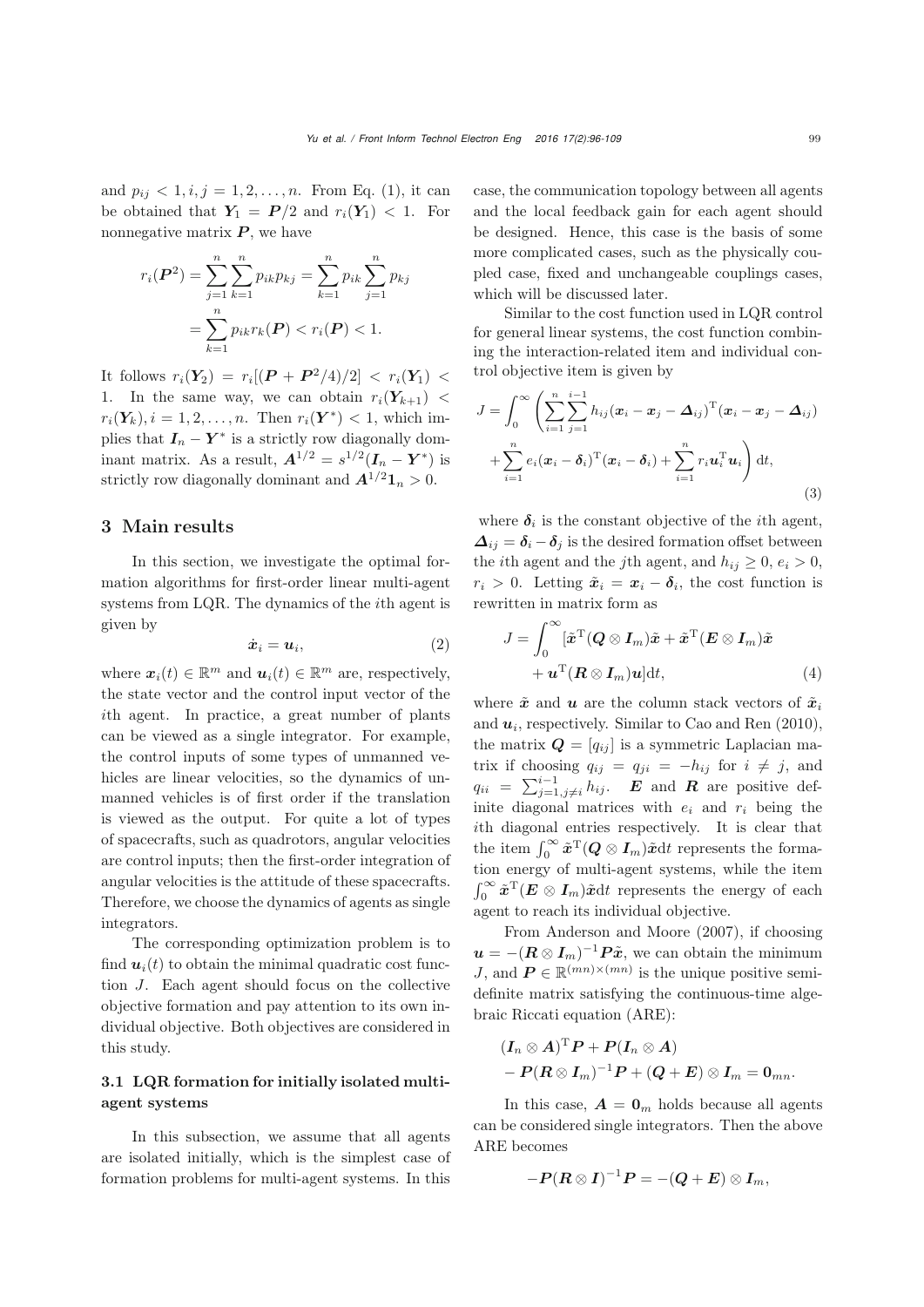and $p_{ij} < 1, i, j = 1, 2, \ldots, n$. From Eq. (1), it can be obtained that $\boldsymbol{Y}_1 = \boldsymbol{P}/2$ and $r_i(\boldsymbol{Y}_1) < 1$. For nonnegative matrix $\boldsymbol{P}$, we have

$$r_i(\boldsymbol{P}^2) = \sum_{j=1}^{n}\sum_{k=1}^{n} p_{ik}p_{kj} = \sum_{k=1}^{n} p_{ik}\sum_{j=1}^{n} p_{kj} = \sum_{k=1}^{n} p_{ik}r_k(\boldsymbol{P}) < r_i(\boldsymbol{P}) < 1.$$

It follows $r_i(\boldsymbol{Y}_2) = r_i[(\boldsymbol{P}+\boldsymbol{P}^2/4)/2] < r_i(\boldsymbol{Y}_1) < 1$. In the same way, we can obtain $r_i(\boldsymbol{Y}_{k+1}) < r_i(\boldsymbol{Y}_k), i = 1, 2, \ldots, n$. Then $r_i(\boldsymbol{Y}^*) < 1$, which implies that $\boldsymbol{I}_n - \boldsymbol{Y}^*$ is a strictly row diagonally dominant matrix. As a result, $\boldsymbol{A}^{1/2} = s^{1/2}(\boldsymbol{I}_n - \boldsymbol{Y}^*)$ is strictly row diagonally dominant and $\boldsymbol{A}^{1/2}\boldsymbol{1}_n > 0$.

## 3 Main results

In this section, we investigate the optimal formation algorithms for first-order linear multi-agent systems from LQR. The dynamics of the $i$th agent is given by

$$\dot{\boldsymbol{x}}_i = \boldsymbol{u}_i, \tag{2}$$

where $\boldsymbol{x}_i(t) \in \mathbb{R}^m$ and $\boldsymbol{u}_i(t) \in \mathbb{R}^m$ are, respectively, the state vector and the control input vector of the $i$th agent. In practice, a great number of plants can be viewed as a single integrator. For example, the control inputs of some types of unmanned vehicles are linear velocities, so the dynamics of unmanned vehicles is of first order if the translation is viewed as the output. For quite a lot of types of spacecrafts, such as quadrotors, angular velocities are control inputs; then the first-order integration of angular velocities is the attitude of these spacecrafts. Therefore, we choose the dynamics of agents as single integrators.

The corresponding optimization problem is to find $\boldsymbol{u}_i(t)$ to obtain the minimal quadratic cost function $J$. Each agent should focus on the collective objective formation and pay attention to its own individual objective. Both objectives are considered in this study.

### 3.1 LQR formation for initially isolated multi-agent systems

In this subsection, we assume that all agents are isolated initially, which is the simplest case of formation problems for multi-agent systems. In this case, the communication topology between all agents and the local feedback gain for each agent should be designed. Hence, this case is the basis of some more complicated cases, such as the physically coupled case, fixed and unchangeable couplings cases, which will be discussed later.

Similar to the cost function used in LQR control for general linear systems, the cost function combining the interaction-related item and individual control objective item is given by

$$J = \int_0^\infty \left( \sum_{i=1}^{n}\sum_{j=1}^{i-1} h_{ij}(\boldsymbol{x}_i - \boldsymbol{x}_j - \boldsymbol{\Delta}_{ij})^{\mathrm{T}}(\boldsymbol{x}_i - \boldsymbol{x}_j - \boldsymbol{\Delta}_{ij}) + \sum_{i=1}^{n} e_i(\boldsymbol{x}_i - \boldsymbol{\delta}_i)^{\mathrm{T}}(\boldsymbol{x}_i - \boldsymbol{\delta}_i) + \sum_{i=1}^{n} r_i\boldsymbol{u}_i^{\mathrm{T}}\boldsymbol{u}_i \right) \mathrm{d}t, \tag{3}$$

where $\boldsymbol{\delta}_i$ is the constant objective of the $i$th agent, $\boldsymbol{\Delta}_{ij} = \boldsymbol{\delta}_i - \boldsymbol{\delta}_j$ is the desired formation offset between the $i$th agent and the $j$th agent, and $h_{ij} \geq 0$, $e_i > 0$, $r_i > 0$. Letting $\tilde{\boldsymbol{x}}_i = \boldsymbol{x}_i - \boldsymbol{\delta}_i$, the cost function is rewritten in matrix form as

$$J = \int_0^\infty [\tilde{\boldsymbol{x}}^{\mathrm{T}}(\boldsymbol{Q}\otimes\boldsymbol{I}_m)\tilde{\boldsymbol{x}} + \tilde{\boldsymbol{x}}^{\mathrm{T}}(\boldsymbol{E}\otimes\boldsymbol{I}_m)\tilde{\boldsymbol{x}} + \boldsymbol{u}^{\mathrm{T}}(\boldsymbol{R}\otimes\boldsymbol{I}_m)\boldsymbol{u}]\mathrm{d}t, \tag{4}$$

where $\tilde{\boldsymbol{x}}$ and $\boldsymbol{u}$ are the column stack vectors of $\tilde{\boldsymbol{x}}_i$ and $\boldsymbol{u}_i$, respectively. Similar to Cao and Ren (2010), the matrix $\boldsymbol{Q} = [q_{ij}]$ is a symmetric Laplacian matrix if choosing $q_{ij} = q_{ji} = -h_{ij}$ for $i \neq j$, and $q_{ii} = \sum_{j=1, j\neq i}^{i-1} h_{ij}$. $\boldsymbol{E}$ and $\boldsymbol{R}$ are positive definite diagonal matrices with $e_i$ and $r_i$ being the $i$th diagonal entries respectively. It is clear that the item $\int_0^\infty \tilde{\boldsymbol{x}}^{\mathrm{T}}(\boldsymbol{Q}\otimes\boldsymbol{I}_m)\tilde{\boldsymbol{x}}\mathrm{d}t$ represents the formation energy of multi-agent systems, while the item $\int_0^\infty \tilde{\boldsymbol{x}}^{\mathrm{T}}(\boldsymbol{E}\otimes\boldsymbol{I}_m)\tilde{\boldsymbol{x}}\mathrm{d}t$ represents the energy of each agent to reach its individual objective.

From Anderson and Moore (2007), if choosing $\boldsymbol{u} = -(\boldsymbol{R}\otimes\boldsymbol{I}_m)^{-1}\boldsymbol{P}\tilde{\boldsymbol{x}}$, we can obtain the minimum $J$, and $\boldsymbol{P} \in \mathbb{R}^{(mn)\times(mn)}$ is the unique positive semi-definite matrix satisfying the continuous-time algebraic Riccati equation (ARE):

$$(\boldsymbol{I}_n\otimes\boldsymbol{A})^{\mathrm{T}}\boldsymbol{P} + \boldsymbol{P}(\boldsymbol{I}_n\otimes\boldsymbol{A}) - \boldsymbol{P}(\boldsymbol{R}\otimes\boldsymbol{I}_m)^{-1}\boldsymbol{P} + (\boldsymbol{Q}+\boldsymbol{E})\otimes\boldsymbol{I}_m = \boldsymbol{0}_{mn}.$$

In this case, $\boldsymbol{A} = \boldsymbol{0}_m$ holds because all agents can be considered single integrators. Then the above ARE becomes

$$-\boldsymbol{P}(\boldsymbol{R}\otimes\boldsymbol{I})^{-1}\boldsymbol{P} = -(\boldsymbol{Q}+\boldsymbol{E})\otimes\boldsymbol{I}_m,$$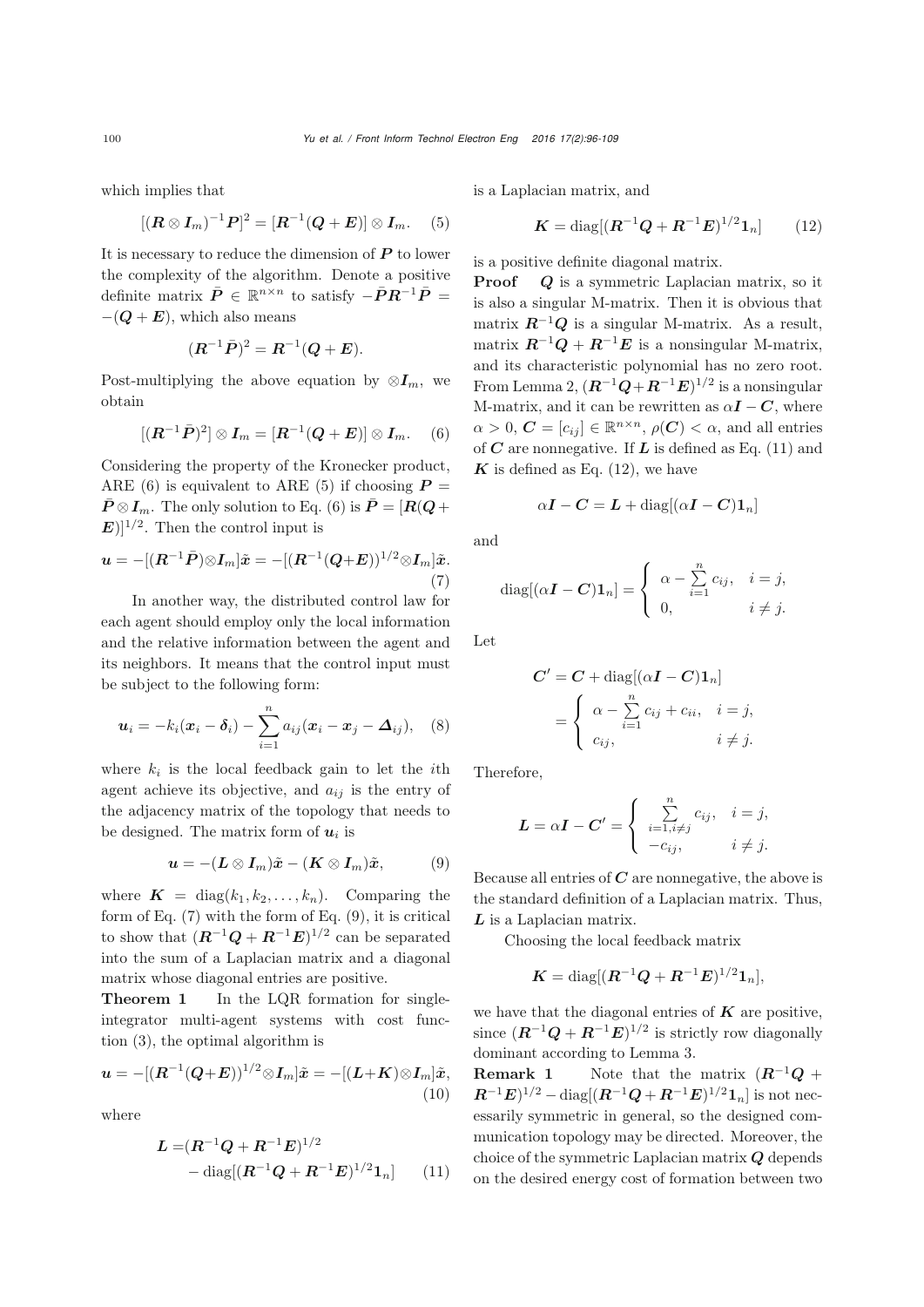which implies that

$$[(\boldsymbol{R}\otimes\boldsymbol{I}_m)^{-1}\boldsymbol{P}]^2=[\boldsymbol{R}^{-1}(\boldsymbol{Q}+\boldsymbol{E})]\otimes\boldsymbol{I}_m. \quad (5)$$

It is necessary to reduce the dimension of $\boldsymbol{P}$ to lower the complexity of the algorithm. Denote a positive definite matrix $\bar{\boldsymbol{P}}\in\mathbb{R}^{n\times n}$ to satisfy $-\bar{\boldsymbol{P}}\boldsymbol{R}^{-1}\bar{\boldsymbol{P}}=-(\boldsymbol{Q}+\boldsymbol{E})$, which also means

$$(\boldsymbol{R}^{-1}\bar{\boldsymbol{P}})^2=\boldsymbol{R}^{-1}(\boldsymbol{Q}+\boldsymbol{E}).$$

Post-multiplying the above equation by $\otimes\boldsymbol{I}_m$, we obtain

$$[(\boldsymbol{R}^{-1}\bar{\boldsymbol{P}})^2]\otimes\boldsymbol{I}_m=[\boldsymbol{R}^{-1}(\boldsymbol{Q}+\boldsymbol{E})]\otimes\boldsymbol{I}_m. \quad (6)$$

Considering the property of the Kronecker product, ARE (6) is equivalent to ARE (5) if choosing $\boldsymbol{P}=\bar{\boldsymbol{P}}\otimes\boldsymbol{I}_m$. The only solution to Eq. (6) is $\bar{\boldsymbol{P}}=[\boldsymbol{R}(\boldsymbol{Q}+\boldsymbol{E})]^{1/2}$. Then the control input is

$$\boldsymbol{u}=-[(\boldsymbol{R}^{-1}\bar{\boldsymbol{P}})\otimes\boldsymbol{I}_m]\tilde{\boldsymbol{x}}=-[(\boldsymbol{R}^{-1}(\boldsymbol{Q}+\boldsymbol{E}))^{1/2}\otimes\boldsymbol{I}_m]\tilde{\boldsymbol{x}}. \quad (7)$$

In another way, the distributed control law for each agent should employ only the local information and the relative information between the agent and its neighbors. It means that the control input must be subject to the following form:

$$\boldsymbol{u}_i=-k_i(\boldsymbol{x}_i-\boldsymbol{\delta}_i)-\sum_{i=1}^{n}a_{ij}(\boldsymbol{x}_i-\boldsymbol{x}_j-\boldsymbol{\Delta}_{ij}), \quad (8)$$

where $k_i$ is the local feedback gain to let the $i$th agent achieve its objective, and $a_{ij}$ is the entry of the adjacency matrix of the topology that needs to be designed. The matrix form of $\boldsymbol{u}_i$ is

$$\boldsymbol{u}=-(\boldsymbol{L}\otimes\boldsymbol{I}_m)\tilde{\boldsymbol{x}}-(\boldsymbol{K}\otimes\boldsymbol{I}_m)\tilde{\boldsymbol{x}}, \quad (9)$$

where $\boldsymbol{K}=\mathrm{diag}(k_1,k_2,\ldots,k_n)$. Comparing the form of Eq. (7) with the form of Eq. (9), it is critical to show that $(\boldsymbol{R}^{-1}\boldsymbol{Q}+\boldsymbol{R}^{-1}\boldsymbol{E})^{1/2}$ can be separated into the sum of a Laplacian matrix and a diagonal matrix whose diagonal entries are positive.

**Theorem 1** In the LQR formation for single-integrator multi-agent systems with cost function (3), the optimal algorithm is

$$\boldsymbol{u}=-[(\boldsymbol{R}^{-1}(\boldsymbol{Q}+\boldsymbol{E}))^{1/2}\otimes\boldsymbol{I}_m]\tilde{\boldsymbol{x}}=-[(\boldsymbol{L}+\boldsymbol{K})\otimes\boldsymbol{I}_m]\tilde{\boldsymbol{x}}, \quad (10)$$

where

$$\begin{aligned}\boldsymbol{L}=&(\boldsymbol{R}^{-1}\boldsymbol{Q}+\boldsymbol{R}^{-1}\boldsymbol{E})^{1/2}\\&-\mathrm{diag}[(\boldsymbol{R}^{-1}\boldsymbol{Q}+\boldsymbol{R}^{-1}\boldsymbol{E})^{1/2}\boldsymbol{1}_n] \quad (11)\end{aligned}$$

is a Laplacian matrix, and

$$\boldsymbol{K}=\mathrm{diag}[(\boldsymbol{R}^{-1}\boldsymbol{Q}+\boldsymbol{R}^{-1}\boldsymbol{E})^{1/2}\boldsymbol{1}_n] \quad (12)$$

is a positive definite diagonal matrix.

**Proof** $\boldsymbol{Q}$ is a symmetric Laplacian matrix, so it is also a singular M-matrix. Then it is obvious that matrix $\boldsymbol{R}^{-1}\boldsymbol{Q}$ is a singular M-matrix. As a result, matrix $\boldsymbol{R}^{-1}\boldsymbol{Q}+\boldsymbol{R}^{-1}\boldsymbol{E}$ is a nonsingular M-matrix, and its characteristic polynomial has no zero root. From Lemma 2, $(\boldsymbol{R}^{-1}\boldsymbol{Q}+\boldsymbol{R}^{-1}\boldsymbol{E})^{1/2}$ is a nonsingular M-matrix, and it can be rewritten as $\alpha\boldsymbol{I}-\boldsymbol{C}$, where $\alpha>0$, $\boldsymbol{C}=[c_{ij}]\in\mathbb{R}^{n\times n}$, $\rho(\boldsymbol{C})<\alpha$, and all entries of $\boldsymbol{C}$ are nonnegative. If $\boldsymbol{L}$ is defined as Eq. (11) and $\boldsymbol{K}$ is defined as Eq. (12), we have

$$\alpha\boldsymbol{I}-\boldsymbol{C}=\boldsymbol{L}+\mathrm{diag}[(\alpha\boldsymbol{I}-\boldsymbol{C})\boldsymbol{1}_n]$$

and

$$\mathrm{diag}[(\alpha\boldsymbol{I}-\boldsymbol{C})\boldsymbol{1}_n]=\begin{cases}\alpha-\sum\limits_{i=1}^{n}c_{ij}, & i=j,\\ 0, & i\neq j.\end{cases}$$

Let

$$\begin{aligned}\boldsymbol{C}'&=\boldsymbol{C}+\mathrm{diag}[(\alpha\boldsymbol{I}-\boldsymbol{C})\boldsymbol{1}_n]\\&=\begin{cases}\alpha-\sum\limits_{i=1}^{n}c_{ij}+c_{ii}, & i=j,\\ c_{ij}, & i\neq j.\end{cases}\end{aligned}$$

Therefore,

$$\boldsymbol{L}=\alpha\boldsymbol{I}-\boldsymbol{C}'=\begin{cases}\sum\limits_{i=1,i\neq j}^{n}c_{ij}, & i=j,\\ -c_{ij}, & i\neq j.\end{cases}$$

Because all entries of $\boldsymbol{C}$ are nonnegative, the above is the standard definition of a Laplacian matrix. Thus, $\boldsymbol{L}$ is a Laplacian matrix.

Choosing the local feedback matrix

$$\boldsymbol{K}=\mathrm{diag}[(\boldsymbol{R}^{-1}\boldsymbol{Q}+\boldsymbol{R}^{-1}\boldsymbol{E})^{1/2}\boldsymbol{1}_n],$$

we have that the diagonal entries of $\boldsymbol{K}$ are positive, since $(\boldsymbol{R}^{-1}\boldsymbol{Q}+\boldsymbol{R}^{-1}\boldsymbol{E})^{1/2}$ is strictly row diagonally dominant according to Lemma 3.

**Remark 1** Note that the matrix $(\boldsymbol{R}^{-1}\boldsymbol{Q}+\boldsymbol{R}^{-1}\boldsymbol{E})^{1/2}-\mathrm{diag}[(\boldsymbol{R}^{-1}\boldsymbol{Q}+\boldsymbol{R}^{-1}\boldsymbol{E})^{1/2}\boldsymbol{1}_n]$ is not necessarily symmetric in general, so the designed communication topology may be directed. Moreover, the choice of the symmetric Laplacian matrix $\boldsymbol{Q}$ depends on the desired energy cost of formation between two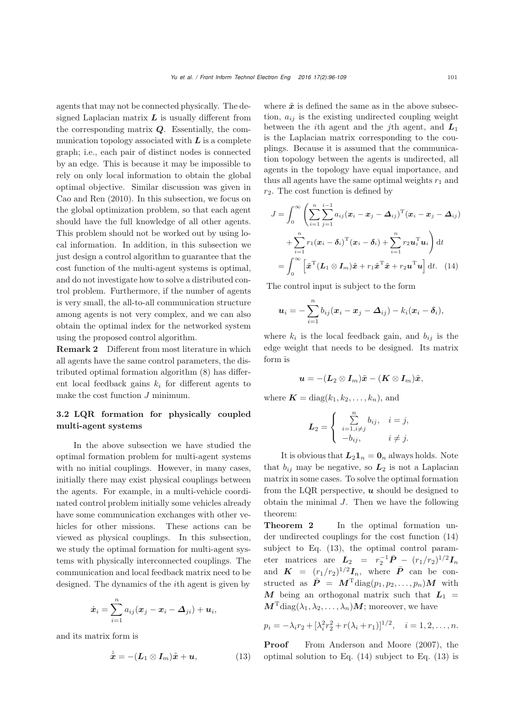agents that may not be connected physically. The designed Laplacian matrix $\boldsymbol{L}$ is usually different from the corresponding matrix $\boldsymbol{Q}$. Essentially, the communication topology associated with $\boldsymbol{L}$ is a complete graph; i.e., each pair of distinct nodes is connected by an edge. This is because it may be impossible to rely on only local information to obtain the global optimal objective. Similar discussion was given in Cao and Ren (2010). In this subsection, we focus on the global optimization problem, so that each agent should have the full knowledge of all other agents. This problem should not be worked out by using local information. In addition, in this subsection we just design a control algorithm to guarantee that the cost function of the multi-agent systems is optimal, and do not investigate how to solve a distributed control problem. Furthermore, if the number of agents is very small, the all-to-all communication structure among agents is not very complex, and we can also obtain the optimal index for the networked system using the proposed control algorithm.

**Remark 2** Different from most literature in which all agents have the same control parameters, the distributed optimal formation algorithm (8) has different local feedback gains $k_i$ for different agents to make the cost function $J$ minimum.

### 3.2 LQR formation for physically coupled multi-agent systems

In the above subsection we have studied the optimal formation problem for multi-agent systems with no initial couplings. However, in many cases, initially there may exist physical couplings between the agents. For example, in a multi-vehicle coordinated control problem initially some vehicles already have some communication exchanges with other vehicles for other missions. These actions can be viewed as physical couplings. In this subsection, we study the optimal formation for multi-agent systems with physically interconnected couplings. The communication and local feedback matrix need to be designed. The dynamics of the $i$th agent is given by

$$\dot{\boldsymbol{x}}_i = \sum_{i=1}^{n} a_{ij}(\boldsymbol{x}_j - \boldsymbol{x}_i - \boldsymbol{\Delta}_{ji}) + \boldsymbol{u}_i,$$

and its matrix form is

$$\dot{\tilde{\boldsymbol{x}}} = -(\boldsymbol{L}_1 \otimes \boldsymbol{I}_m)\tilde{\boldsymbol{x}} + \boldsymbol{u}, \tag{13}$$

where $\tilde{\boldsymbol{x}}$ is defined the same as in the above subsection, $a_{ij}$ is the existing undirected coupling weight between the $i$th agent and the $j$th agent, and $\boldsymbol{L}_1$ is the Laplacian matrix corresponding to the couplings. Because it is assumed that the communication topology between the agents is undirected, all agents in the topology have equal importance, and thus all agents have the same optimal weights $r_1$ and $r_2$. The cost function is defined by

$$\begin{aligned} J =& \int_0^{\infty} \left( \sum_{i=1}^{n}\sum_{j=1}^{i-1} a_{ij}(\boldsymbol{x}_i - \boldsymbol{x}_j - \boldsymbol{\Delta}_{ij})^{\mathrm{T}}(\boldsymbol{x}_i - \boldsymbol{x}_j - \boldsymbol{\Delta}_{ij}) \right. \\ &\left. + \sum_{i=1}^{n} r_1(\boldsymbol{x}_i - \boldsymbol{\delta}_i)^{\mathrm{T}}(\boldsymbol{x}_i - \boldsymbol{\delta}_i) + \sum_{i=1}^{n} r_2 \boldsymbol{u}_i^{\mathrm{T}}\boldsymbol{u}_i \right) \mathrm{d}t \\ =& \int_0^{\infty} \left[ \tilde{\boldsymbol{x}}^{\mathrm{T}}(\boldsymbol{L}_1 \otimes \boldsymbol{I}_m)\tilde{\boldsymbol{x}} + r_1 \tilde{\boldsymbol{x}}^{\mathrm{T}}\tilde{\boldsymbol{x}} + r_2 \boldsymbol{u}^{\mathrm{T}}\boldsymbol{u} \right] \mathrm{d}t. \end{aligned} \tag{14}$$

The control input is subject to the form

$$\boldsymbol{u}_i = -\sum_{i=1}^{n} b_{ij}(\boldsymbol{x}_i - \boldsymbol{x}_j - \boldsymbol{\Delta}_{ij}) - k_i(\boldsymbol{x}_i - \boldsymbol{\delta}_i),$$

where $k_i$ is the local feedback gain, and $b_{ij}$ is the edge weight that needs to be designed. Its matrix form is

$$\boldsymbol{u} = -(\boldsymbol{L}_2 \otimes \boldsymbol{I}_m)\tilde{\boldsymbol{x}} - (\boldsymbol{K} \otimes \boldsymbol{I}_m)\tilde{\boldsymbol{x}},$$

where $\boldsymbol{K} = \mathrm{diag}(k_1, k_2, \ldots, k_n)$, and

$$\boldsymbol{L}_2 = \begin{cases} \sum\limits_{i=1, i\neq j}^{n} b_{ij}, & i = j, \\ -b_{ij}, & i \neq j. \end{cases}$$

It is obvious that $\boldsymbol{L}_2 \boldsymbol{1}_n = \boldsymbol{0}_n$ always holds. Note that $b_{ij}$ may be negative, so $\boldsymbol{L}_2$ is not a Laplacian matrix in some cases. To solve the optimal formation from the LQR perspective, $\boldsymbol{u}$ should be designed to obtain the minimal $J$. Then we have the following theorem:

**Theorem 2** In the optimal formation under undirected couplings for the cost function (14) subject to Eq. (13), the optimal control parameter matrices are $\boldsymbol{L}_2 = r_2^{-1}\bar{\boldsymbol{P}} - (r_1/r_2)^{1/2}\boldsymbol{I}_n$ and $\boldsymbol{K} = (r_1/r_2)^{1/2}\boldsymbol{I}_n$, where $\bar{\boldsymbol{P}}$ can be constructed as $\bar{\boldsymbol{P}} = \boldsymbol{M}^{\mathrm{T}}\mathrm{diag}(p_1, p_2, \ldots, p_n)\boldsymbol{M}$ with $\boldsymbol{M}$ being an orthogonal matrix such that $\boldsymbol{L}_1 = \boldsymbol{M}^{\mathrm{T}}\mathrm{diag}(\lambda_1, \lambda_2, \ldots, \lambda_n)\boldsymbol{M}$; moreover, we have

$$p_i = -\lambda_i r_2 + [\lambda_i^2 r_2^2 + r(\lambda_i + r_1)]^{1/2}, \quad i = 1, 2, \ldots, n.$$

**Proof** From Anderson and Moore (2007), the optimal solution to Eq. (14) subject to Eq. (13) is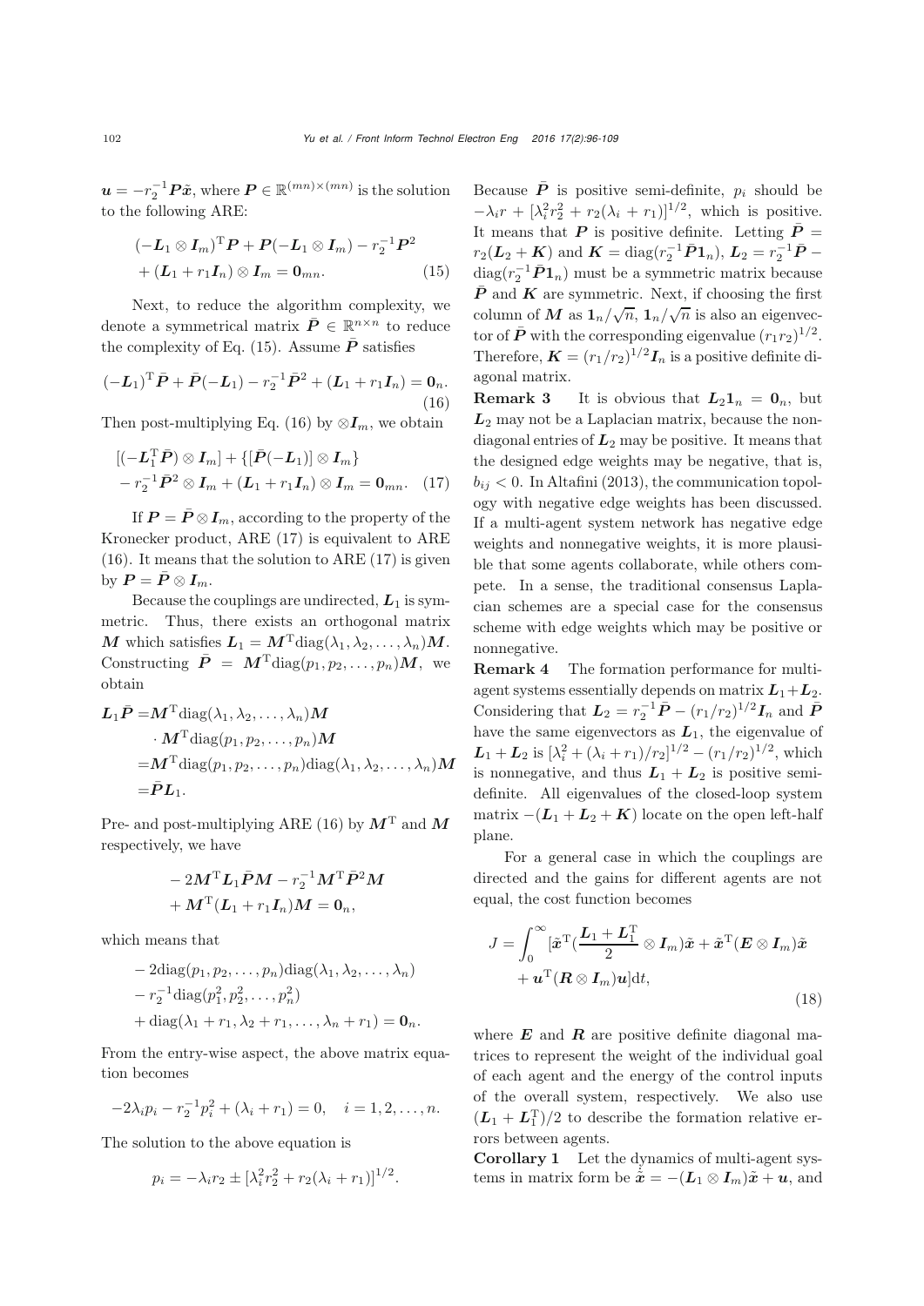$\boldsymbol{u} = -r_2^{-1}\boldsymbol{P}\tilde{\boldsymbol{x}}$, where $\boldsymbol{P} \in \mathbb{R}^{(mn)\times(mn)}$ is the solution to the following ARE:

$$
\begin{aligned}
&(-\boldsymbol{L}_1 \otimes \boldsymbol{I}_m)^{\mathrm{T}}\boldsymbol{P} + \boldsymbol{P}(-\boldsymbol{L}_1 \otimes \boldsymbol{I}_m) - r_2^{-1}\boldsymbol{P}^2 \\
&+ (\boldsymbol{L}_1 + r_1\boldsymbol{I}_n) \otimes \boldsymbol{I}_m = \boldsymbol{0}_{mn}. \qquad (15)
\end{aligned}
$$

Next, to reduce the algorithm complexity, we denote a symmetrical matrix $\bar{\boldsymbol{P}} \in \mathbb{R}^{n\times n}$ to reduce the complexity of Eq. (15). Assume $\bar{\boldsymbol{P}}$ satisfies

$$
(-\boldsymbol{L}_1)^{\mathrm{T}}\bar{\boldsymbol{P}} + \bar{\boldsymbol{P}}(-\boldsymbol{L}_1) - r_2^{-1}\bar{\boldsymbol{P}}^2 + (\boldsymbol{L}_1 + r_1\boldsymbol{I}_n) = \boldsymbol{0}_n. \qquad (16)
$$

Then post-multiplying Eq. (16) by $\otimes\boldsymbol{I}_m$, we obtain

$$
\begin{aligned}
&[(-\boldsymbol{L}_1^{\mathrm{T}}\bar{\boldsymbol{P}}) \otimes \boldsymbol{I}_m] + \{[\bar{\boldsymbol{P}}(-\boldsymbol{L}_1)] \otimes \boldsymbol{I}_m\} \\
&- r_2^{-1}\bar{\boldsymbol{P}}^2 \otimes \boldsymbol{I}_m + (\boldsymbol{L}_1 + r_1\boldsymbol{I}_n) \otimes \boldsymbol{I}_m = \boldsymbol{0}_{mn}. \qquad (17)
\end{aligned}
$$

If $\boldsymbol{P} = \bar{\boldsymbol{P}} \otimes \boldsymbol{I}_m$, according to the property of the Kronecker product, ARE (17) is equivalent to ARE (16). It means that the solution to ARE (17) is given by $\boldsymbol{P} = \bar{\boldsymbol{P}} \otimes \boldsymbol{I}_m$.

Because the couplings are undirected, $\boldsymbol{L}_1$ is symmetric. Thus, there exists an orthogonal matrix $\boldsymbol{M}$ which satisfies $\boldsymbol{L}_1 = \boldsymbol{M}^{\mathrm{T}}\mathrm{diag}(\lambda_1, \lambda_2, \ldots, \lambda_n)\boldsymbol{M}$. Constructing $\bar{\boldsymbol{P}} = \boldsymbol{M}^{\mathrm{T}}\mathrm{diag}(p_1, p_2, \ldots, p_n)\boldsymbol{M}$, we obtain

$$
\begin{aligned}
\boldsymbol{L}_1\bar{\boldsymbol{P}} =& \boldsymbol{M}^{\mathrm{T}}\mathrm{diag}(\lambda_1, \lambda_2, \ldots, \lambda_n)\boldsymbol{M} \\
&\cdot \boldsymbol{M}^{\mathrm{T}}\mathrm{diag}(p_1, p_2, \ldots, p_n)\boldsymbol{M} \\
=& \boldsymbol{M}^{\mathrm{T}}\mathrm{diag}(p_1, p_2, \ldots, p_n)\mathrm{diag}(\lambda_1, \lambda_2, \ldots, \lambda_n)\boldsymbol{M} \\
=& \bar{\boldsymbol{P}}\boldsymbol{L}_1.
\end{aligned}
$$

Pre- and post-multiplying ARE (16) by $\boldsymbol{M}^{\mathrm{T}}$ and $\boldsymbol{M}$ respectively, we have

$$
\begin{aligned}
&-2\boldsymbol{M}^{\mathrm{T}}\boldsymbol{L}_1\bar{\boldsymbol{P}}\boldsymbol{M} - r_2^{-1}\boldsymbol{M}^{\mathrm{T}}\bar{\boldsymbol{P}}^2\boldsymbol{M} \\
&+ \boldsymbol{M}^{\mathrm{T}}(\boldsymbol{L}_1 + r_1\boldsymbol{I}_n)\boldsymbol{M} = \boldsymbol{0}_n,
\end{aligned}
$$

which means that

$$
\begin{aligned}
&-2\mathrm{diag}(p_1, p_2, \ldots, p_n)\mathrm{diag}(\lambda_1, \lambda_2, \ldots, \lambda_n) \\
&- r_2^{-1}\mathrm{diag}(p_1^2, p_2^2, \ldots, p_n^2) \\
&+ \mathrm{diag}(\lambda_1 + r_1, \lambda_2 + r_1, \ldots, \lambda_n + r_1) = \boldsymbol{0}_n.
\end{aligned}
$$

From the entry-wise aspect, the above matrix equation becomes

$$
-2\lambda_i p_i - r_2^{-1}p_i^2 + (\lambda_i + r_1) = 0, \quad i = 1, 2, \ldots, n.
$$

The solution to the above equation is

$$
p_i = -\lambda_i r_2 \pm [\lambda_i^2 r_2^2 + r_2(\lambda_i + r_1)]^{1/2}.
$$

Because $\bar{\boldsymbol{P}}$ is positive semi-definite, $p_i$ should be $-\lambda_i r + [\lambda_i^2 r_2^2 + r_2(\lambda_i + r_1)]^{1/2}$, which is positive. It means that $\boldsymbol{P}$ is positive definite. Letting $\bar{\boldsymbol{P}} = r_2(\boldsymbol{L}_2 + \boldsymbol{K})$ and $\boldsymbol{K} = \mathrm{diag}(r_2^{-1}\bar{\boldsymbol{P}}\boldsymbol{1}_n)$, $\boldsymbol{L}_2 = r_2^{-1}\bar{\boldsymbol{P}} - \mathrm{diag}(r_2^{-1}\bar{\boldsymbol{P}}\boldsymbol{1}_n)$ must be a symmetric matrix because $\bar{\boldsymbol{P}}$ and $\boldsymbol{K}$ are symmetric. Next, if choosing the first column of $\boldsymbol{M}$ as $\boldsymbol{1}_n/\sqrt{n}$, $\boldsymbol{1}_n/\sqrt{n}$ is also an eigenvector of $\bar{\boldsymbol{P}}$ with the corresponding eigenvalue $(r_1 r_2)^{1/2}$. Therefore, $\boldsymbol{K} = (r_1/r_2)^{1/2}\boldsymbol{I}_n$ is a positive definite diagonal matrix.

**Remark 3** It is obvious that $\boldsymbol{L}_2\boldsymbol{1}_n = \boldsymbol{0}_n$, but $\boldsymbol{L}_2$ may not be a Laplacian matrix, because the nondiagonal entries of $\boldsymbol{L}_2$ may be positive. It means that the designed edge weights may be negative, that is, $b_{ij} < 0$. In Altafini (2013), the communication topology with negative edge weights has been discussed. If a multi-agent system network has negative edge weights and nonnegative weights, it is more plausible that some agents collaborate, while others compete. In a sense, the traditional consensus Laplacian schemes are a special case for the consensus scheme with edge weights which may be positive or nonnegative.

**Remark 4** The formation performance for multi-agent systems essentially depends on matrix $\boldsymbol{L}_1 + \boldsymbol{L}_2$. Considering that $\boldsymbol{L}_2 = r_2^{-1}\bar{\boldsymbol{P}} - (r_1/r_2)^{1/2}\boldsymbol{I}_n$ and $\bar{\boldsymbol{P}}$ have the same eigenvectors as $\boldsymbol{L}_1$, the eigenvalue of $\boldsymbol{L}_1 + \boldsymbol{L}_2$ is $[\lambda_i^2 + (\lambda_i + r_1)/r_2]^{1/2} - (r_1/r_2)^{1/2}$, which is nonnegative, and thus $\boldsymbol{L}_1 + \boldsymbol{L}_2$ is positive semi-definite. All eigenvalues of the closed-loop system matrix $-(\boldsymbol{L}_1 + \boldsymbol{L}_2 + \boldsymbol{K})$ locate on the open left-half plane.

For a general case in which the couplings are directed and the gains for different agents are not equal, the cost function becomes

$$
\begin{aligned}
J = \int_0^{\infty} &[\tilde{\boldsymbol{x}}^{\mathrm{T}}(\frac{\boldsymbol{L}_1 + \boldsymbol{L}_1^{\mathrm{T}}}{2} \otimes \boldsymbol{I}_m)\tilde{\boldsymbol{x}} + \tilde{\boldsymbol{x}}^{\mathrm{T}}(\boldsymbol{E} \otimes \boldsymbol{I}_m)\tilde{\boldsymbol{x}} \\
&+ \boldsymbol{u}^{\mathrm{T}}(\boldsymbol{R} \otimes \boldsymbol{I}_m)\boldsymbol{u}]\mathrm{d}t,
\end{aligned} \qquad (18)
$$

where $\boldsymbol{E}$ and $\boldsymbol{R}$ are positive definite diagonal matrices to represent the weight of the individual goal of each agent and the energy of the control inputs of the overall system, respectively. We also use $(\boldsymbol{L}_1 + \boldsymbol{L}_1^{\mathrm{T}})/2$ to describe the formation relative errors between agents.

**Corollary 1** Let the dynamics of multi-agent systems in matrix form be $\dot{\tilde{\boldsymbol{x}}} = -(\boldsymbol{L}_1 \otimes \boldsymbol{I}_m)\tilde{\boldsymbol{x}} + \boldsymbol{u}$, and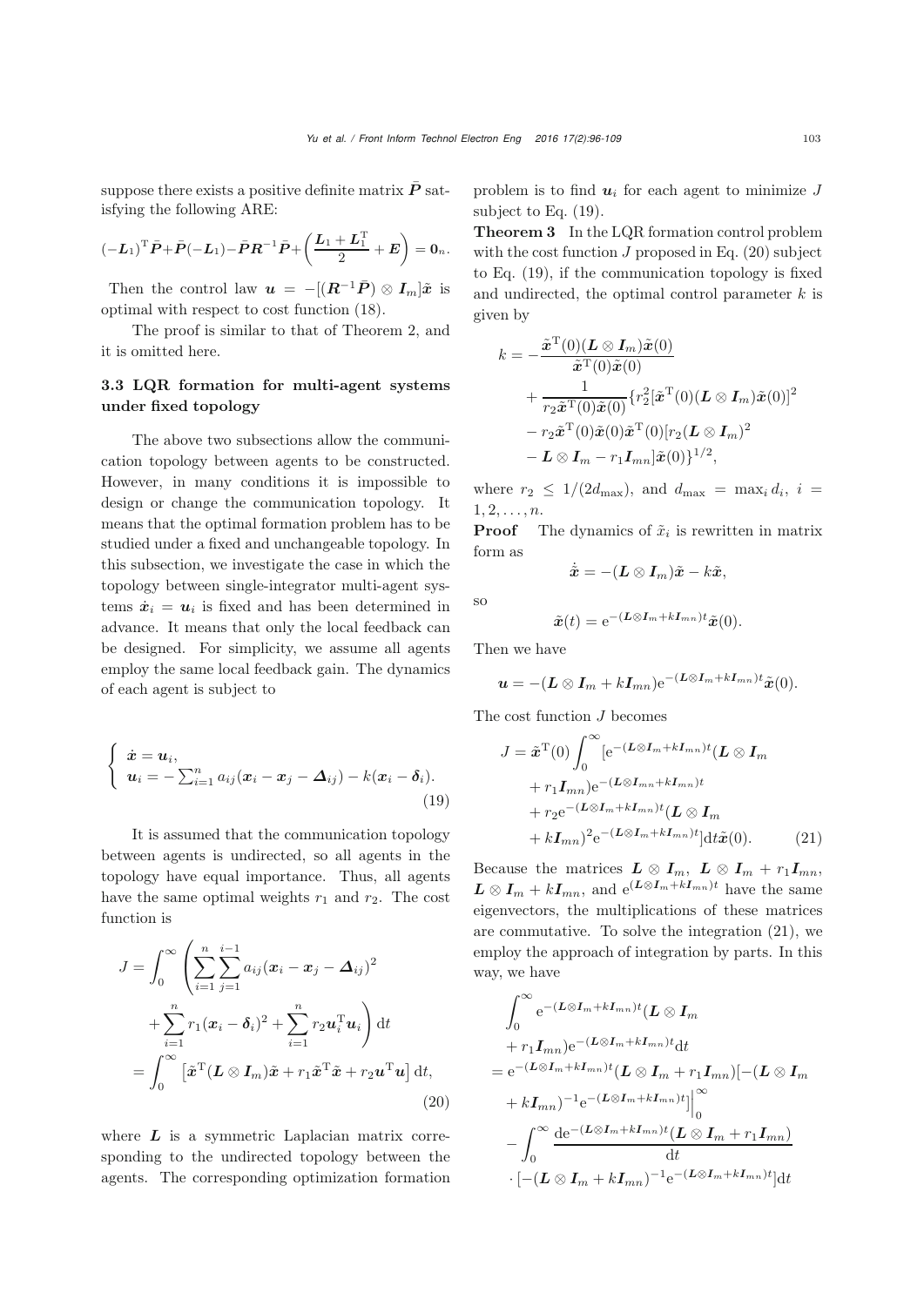suppose there exists a positive definite matrix $\bar{\boldsymbol{P}}$ satisfying the following ARE:

$$(-\boldsymbol{L}_1)^{\mathrm{T}}\bar{\boldsymbol{P}}+\bar{\boldsymbol{P}}(-\boldsymbol{L}_1)-\bar{\boldsymbol{P}}\boldsymbol{R}^{-1}\bar{\boldsymbol{P}}+\left(\frac{\boldsymbol{L}_1+\boldsymbol{L}_1^{\mathrm{T}}}{2}+\boldsymbol{E}\right)=\boldsymbol{0}_n.$$

Then the control law $\boldsymbol{u}=-[(\boldsymbol{R}^{-1}\bar{\boldsymbol{P}})\otimes \boldsymbol{I}_m]\tilde{\boldsymbol{x}}$ is optimal with respect to cost function (18).

The proof is similar to that of Theorem 2, and it is omitted here.

### 3.3 LQR formation for multi-agent systems under fixed topology

The above two subsections allow the communication topology between agents to be constructed. However, in many conditions it is impossible to design or change the communication topology. It means that the optimal formation problem has to be studied under a fixed and unchangeable topology. In this subsection, we investigate the case in which the topology between single-integrator multi-agent systems $\dot{\boldsymbol{x}}_i=\boldsymbol{u}_i$ is fixed and has been determined in advance. It means that only the local feedback can be designed. For simplicity, we assume all agents employ the same local feedback gain. The dynamics of each agent is subject to

$$\begin{cases} \dot{\boldsymbol{x}}=\boldsymbol{u}_i,\\ \boldsymbol{u}_i=-\sum_{i=1}^{n}a_{ij}(\boldsymbol{x}_i-\boldsymbol{x}_j-\boldsymbol{\Delta}_{ij})-k(\boldsymbol{x}_i-\boldsymbol{\delta}_i). \end{cases} \tag{19}$$

It is assumed that the communication topology between agents is undirected, so all agents in the topology have equal importance. Thus, all agents have the same optimal weights $r_1$ and $r_2$. The cost function is

$$\begin{aligned} J=&\int_0^{\infty}\left(\sum_{i=1}^{n}\sum_{j=1}^{i-1}a_{ij}(\boldsymbol{x}_i-\boldsymbol{x}_j-\boldsymbol{\Delta}_{ij})^2\right.\\ &\left.+\sum_{i=1}^{n}r_1(\boldsymbol{x}_i-\boldsymbol{\delta}_i)^2+\sum_{i=1}^{n}r_2\boldsymbol{u}_i^{\mathrm{T}}\boldsymbol{u}_i\right)\mathrm{d}t\\ =&\int_0^{\infty}\left[\tilde{\boldsymbol{x}}^{\mathrm{T}}(\boldsymbol{L}\otimes\boldsymbol{I}_m)\tilde{\boldsymbol{x}}+r_1\tilde{\boldsymbol{x}}^{\mathrm{T}}\tilde{\boldsymbol{x}}+r_2\boldsymbol{u}^{\mathrm{T}}\boldsymbol{u}\right]\mathrm{d}t, \end{aligned} \tag{20}$$

where $\boldsymbol{L}$ is a symmetric Laplacian matrix corresponding to the undirected topology between the agents. The corresponding optimization formation problem is to find $\boldsymbol{u}_i$ for each agent to minimize $J$ subject to Eq. (19).

**Theorem 3** In the LQR formation control problem with the cost function $J$ proposed in Eq. (20) subject to Eq. (19), if the communication topology is fixed and undirected, the optimal control parameter $k$ is given by

$$\begin{aligned} k=&-\frac{\tilde{\boldsymbol{x}}^{\mathrm{T}}(0)(\boldsymbol{L}\otimes\boldsymbol{I}_m)\tilde{\boldsymbol{x}}(0)}{\tilde{\boldsymbol{x}}^{\mathrm{T}}(0)\tilde{\boldsymbol{x}}(0)}\\ &+\frac{1}{r_2\tilde{\boldsymbol{x}}^{\mathrm{T}}(0)\tilde{\boldsymbol{x}}(0)}\{r_2^2[\tilde{\boldsymbol{x}}^{\mathrm{T}}(0)(\boldsymbol{L}\otimes\boldsymbol{I}_m)\tilde{\boldsymbol{x}}(0)]^2\\ &-r_2\tilde{\boldsymbol{x}}^{\mathrm{T}}(0)\tilde{\boldsymbol{x}}(0)\tilde{\boldsymbol{x}}^{\mathrm{T}}(0)[r_2(\boldsymbol{L}\otimes\boldsymbol{I}_m)^2\\ &-\boldsymbol{L}\otimes\boldsymbol{I}_m-r_1\boldsymbol{I}_{mn}]\tilde{\boldsymbol{x}}(0)\}^{1/2}, \end{aligned}$$

where $r_2\leq 1/(2d_{\max})$, and $d_{\max}=\max_i d_i$, $i=1,2,\ldots,n$.

**Proof** The dynamics of $\tilde{x}_i$ is rewritten in matrix form as

$$\dot{\tilde{\boldsymbol{x}}}=-(\boldsymbol{L}\otimes\boldsymbol{I}_m)\tilde{\boldsymbol{x}}-k\tilde{\boldsymbol{x}},$$

so

$$\tilde{\boldsymbol{x}}(t)=\mathrm{e}^{-(\boldsymbol{L}\otimes\boldsymbol{I}_m+k\boldsymbol{I}_{mn})t}\tilde{\boldsymbol{x}}(0).$$

Then we have

$$\boldsymbol{u}=-(\boldsymbol{L}\otimes\boldsymbol{I}_m+k\boldsymbol{I}_{mn})\mathrm{e}^{-(\boldsymbol{L}\otimes\boldsymbol{I}_m+k\boldsymbol{I}_{mn})t}\tilde{\boldsymbol{x}}(0).$$

The cost function $J$ becomes

$$\begin{aligned} J=&\tilde{\boldsymbol{x}}^{\mathrm{T}}(0)\int_0^{\infty}[\mathrm{e}^{-(\boldsymbol{L}\otimes\boldsymbol{I}_m+k\boldsymbol{I}_{mn})t}(\boldsymbol{L}\otimes\boldsymbol{I}_m\\ &+r_1\boldsymbol{I}_{mn})\mathrm{e}^{-(\boldsymbol{L}\otimes\boldsymbol{I}_{mn}+k\boldsymbol{I}_{mn})t}\\ &+r_2\mathrm{e}^{-(\boldsymbol{L}\otimes\boldsymbol{I}_m+k\boldsymbol{I}_{mn})t}(\boldsymbol{L}\otimes\boldsymbol{I}_m\\ &+k\boldsymbol{I}_{mn})^2\mathrm{e}^{-(\boldsymbol{L}\otimes\boldsymbol{I}_m+k\boldsymbol{I}_{mn})t}]\mathrm{d}t\tilde{\boldsymbol{x}}(0). \end{aligned} \tag{21}$$

Because the matrices $\boldsymbol{L}\otimes\boldsymbol{I}_m$, $\boldsymbol{L}\otimes\boldsymbol{I}_m+r_1\boldsymbol{I}_{mn}$, $\boldsymbol{L}\otimes\boldsymbol{I}_m+k\boldsymbol{I}_{mn}$, and $\mathrm{e}^{(\boldsymbol{L}\otimes\boldsymbol{I}_m+k\boldsymbol{I}_{mn})t}$ have the same eigenvectors, the multiplications of these matrices are commutative. To solve the integration (21), we employ the approach of integration by parts. In this way, we have

$$\begin{aligned} &\int_0^{\infty}\mathrm{e}^{-(\boldsymbol{L}\otimes\boldsymbol{I}_m+k\boldsymbol{I}_{mn})t}(\boldsymbol{L}\otimes\boldsymbol{I}_m\\ &+r_1\boldsymbol{I}_{mn})\mathrm{e}^{-(\boldsymbol{L}\otimes\boldsymbol{I}_m+k\boldsymbol{I}_{mn})t}\mathrm{d}t\\ =&\,\mathrm{e}^{-(\boldsymbol{L}\otimes\boldsymbol{I}_m+k\boldsymbol{I}_{mn})t}(\boldsymbol{L}\otimes\boldsymbol{I}_m+r_1\boldsymbol{I}_{mn})[-(\boldsymbol{L}\otimes\boldsymbol{I}_m\\ &+k\boldsymbol{I}_{mn})^{-1}\mathrm{e}^{-(\boldsymbol{L}\otimes\boldsymbol{I}_m+k\boldsymbol{I}_{mn})t}]\Big|_0^{\infty}\\ &-\int_0^{\infty}\frac{\mathrm{d}\mathrm{e}^{-(\boldsymbol{L}\otimes\boldsymbol{I}_m+k\boldsymbol{I}_{mn})t}(\boldsymbol{L}\otimes\boldsymbol{I}_m+r_1\boldsymbol{I}_{mn})}{\mathrm{d}t}\\ &\cdot[-(\boldsymbol{L}\otimes\boldsymbol{I}_m+k\boldsymbol{I}_{mn})^{-1}\mathrm{e}^{-(\boldsymbol{L}\otimes\boldsymbol{I}_m+k\boldsymbol{I}_{mn})t}]\mathrm{d}t \end{aligned}$$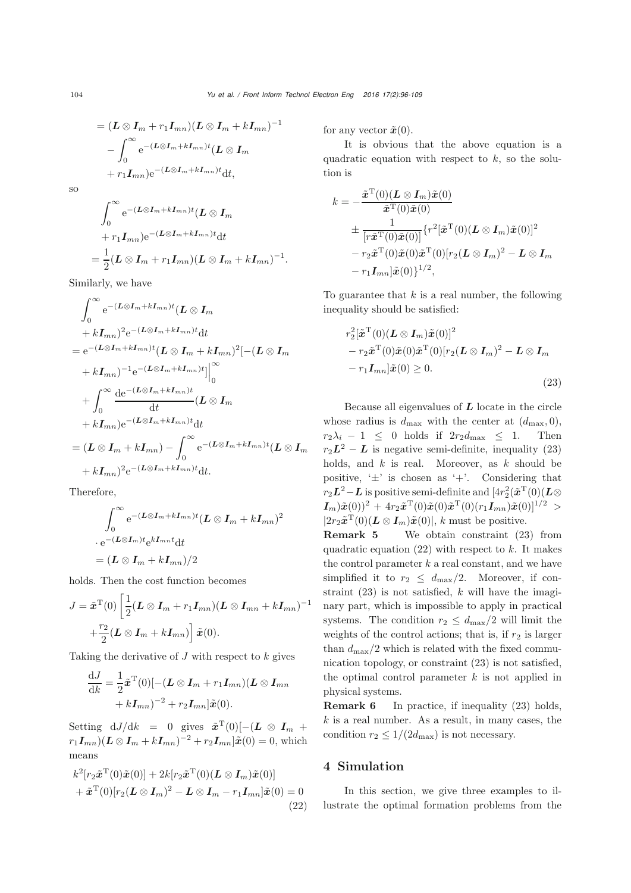$$
\begin{aligned}
&= (\boldsymbol{L} \otimes \boldsymbol{I}_m + r_1 \boldsymbol{I}_{mn})(\boldsymbol{L} \otimes \boldsymbol{I}_m + k\boldsymbol{I}_{mn})^{-1} \\
&\quad - \int_0^\infty \mathrm{e}^{-(\boldsymbol{L}\otimes \boldsymbol{I}_m + k\boldsymbol{I}_{mn})t}(\boldsymbol{L} \otimes \boldsymbol{I}_m \\
&\quad + r_1 \boldsymbol{I}_{mn})\mathrm{e}^{-(\boldsymbol{L}\otimes \boldsymbol{I}_m + k\boldsymbol{I}_{mn})t}\mathrm{d}t,
\end{aligned}
$$

so

$$
\begin{aligned}
&\int_0^\infty \mathrm{e}^{-(\boldsymbol{L}\otimes \boldsymbol{I}_m + k\boldsymbol{I}_{mn})t}(\boldsymbol{L} \otimes \boldsymbol{I}_m \\
&\quad + r_1 \boldsymbol{I}_{mn})\mathrm{e}^{-(\boldsymbol{L}\otimes \boldsymbol{I}_m + k\boldsymbol{I}_{mn})t}\mathrm{d}t \\
&= \frac{1}{2}(\boldsymbol{L} \otimes \boldsymbol{I}_m + r_1 \boldsymbol{I}_{mn})(\boldsymbol{L} \otimes \boldsymbol{I}_m + k\boldsymbol{I}_{mn})^{-1}.
\end{aligned}
$$

Similarly, we have

$$
\begin{aligned}
&\int_0^\infty \mathrm{e}^{-(\boldsymbol{L}\otimes \boldsymbol{I}_m + k\boldsymbol{I}_{mn})t}(\boldsymbol{L} \otimes \boldsymbol{I}_m \\
&\quad + k\boldsymbol{I}_{mn})^2\mathrm{e}^{-(\boldsymbol{L}\otimes \boldsymbol{I}_m + k\boldsymbol{I}_{mn})t}\mathrm{d}t \\
&= \mathrm{e}^{-(\boldsymbol{L}\otimes \boldsymbol{I}_m + k\boldsymbol{I}_{mn})t}(\boldsymbol{L} \otimes \boldsymbol{I}_m + k\boldsymbol{I}_{mn})^2[-(\boldsymbol{L} \otimes \boldsymbol{I}_m \\
&\quad + k\boldsymbol{I}_{mn})^{-1}\mathrm{e}^{-(\boldsymbol{L}\otimes \boldsymbol{I}_m + k\boldsymbol{I}_{mn})t}]\Big|_0^\infty \\
&\quad + \int_0^\infty \frac{\mathrm{d}\mathrm{e}^{-(\boldsymbol{L}\otimes \boldsymbol{I}_m + k\boldsymbol{I}_{mn})t}}{\mathrm{d}t}(\boldsymbol{L} \otimes \boldsymbol{I}_m \\
&\quad + k\boldsymbol{I}_{mn})\mathrm{e}^{-(\boldsymbol{L}\otimes \boldsymbol{I}_m + k\boldsymbol{I}_{mn})t}\mathrm{d}t \\
&= (\boldsymbol{L} \otimes \boldsymbol{I}_m + k\boldsymbol{I}_{mn}) - \int_0^\infty \mathrm{e}^{-(\boldsymbol{L}\otimes \boldsymbol{I}_m + k\boldsymbol{I}_{mn})t}(\boldsymbol{L} \otimes \boldsymbol{I}_m \\
&\quad + k\boldsymbol{I}_{mn})^2\mathrm{e}^{-(\boldsymbol{L}\otimes \boldsymbol{I}_m + k\boldsymbol{I}_{mn})t}\mathrm{d}t.
\end{aligned}
$$

Therefore,

$$
\begin{aligned}
&\int_0^\infty \mathrm{e}^{-(\boldsymbol{L}\otimes \boldsymbol{I}_m + k\boldsymbol{I}_{mn})t}(\boldsymbol{L} \otimes \boldsymbol{I}_m + k\boldsymbol{I}_{mn})^2 \\
&\cdot \mathrm{e}^{-(\boldsymbol{L}\otimes \boldsymbol{I}_m)t}\mathrm{e}^{k\boldsymbol{I}_{mn}t}\mathrm{d}t \\
&= (\boldsymbol{L} \otimes \boldsymbol{I}_m + k\boldsymbol{I}_{mn})/2
\end{aligned}
$$

holds. Then the cost function becomes

$$
\begin{aligned}
J = \tilde{\boldsymbol{x}}^{\mathrm{T}}(0)&\left[\frac{1}{2}(\boldsymbol{L} \otimes \boldsymbol{I}_m + r_1 \boldsymbol{I}_{mn})(\boldsymbol{L} \otimes \boldsymbol{I}_{mn} + k\boldsymbol{I}_{mn})^{-1}\right. \\
&\left.+\frac{r_2}{2}(\boldsymbol{L} \otimes \boldsymbol{I}_m + k\boldsymbol{I}_{mn})\right]\tilde{\boldsymbol{x}}(0).
\end{aligned}
$$

Taking the derivative of $J$ with respect to $k$ gives

$$
\begin{aligned}
\frac{\mathrm{d}J}{\mathrm{d}k} = \frac{1}{2}\tilde{\boldsymbol{x}}^{\mathrm{T}}(0)[&-(\boldsymbol{L} \otimes \boldsymbol{I}_m + r_1 \boldsymbol{I}_{mn})(\boldsymbol{L} \otimes \boldsymbol{I}_{mn} \\
&+ k\boldsymbol{I}_{mn})^{-2} + r_2 \boldsymbol{I}_{mn}]\tilde{\boldsymbol{x}}(0).
\end{aligned}
$$

Setting $\mathrm{d}J/\mathrm{d}k = 0$ gives $\tilde{\boldsymbol{x}}^{\mathrm{T}}(0)[-(\boldsymbol{L} \otimes \boldsymbol{I}_m + r_1\boldsymbol{I}_{mn})(\boldsymbol{L} \otimes \boldsymbol{I}_m + k\boldsymbol{I}_{mn})^{-2} + r_2\boldsymbol{I}_{mn}]\tilde{\boldsymbol{x}}(0) = 0$, which means

$$
\begin{aligned}
&k^2[r_2\tilde{\boldsymbol{x}}^{\mathrm{T}}(0)\tilde{\boldsymbol{x}}(0)] + 2k[r_2\tilde{\boldsymbol{x}}^{\mathrm{T}}(0)(\boldsymbol{L} \otimes \boldsymbol{I}_m)\tilde{\boldsymbol{x}}(0)] \\
&+ \tilde{\boldsymbol{x}}^{\mathrm{T}}(0)[r_2(\boldsymbol{L} \otimes \boldsymbol{I}_m)^2 - \boldsymbol{L} \otimes \boldsymbol{I}_m - r_1\boldsymbol{I}_{mn}]\tilde{\boldsymbol{x}}(0) = 0
\end{aligned} \tag{22}
$$

for any vector $\tilde{\boldsymbol{x}}(0)$.

It is obvious that the above equation is a quadratic equation with respect to $k$, so the solution is

$$
\begin{aligned}
k = &-\frac{\tilde{\boldsymbol{x}}^{\mathrm{T}}(0)(\boldsymbol{L} \otimes \boldsymbol{I}_m)\tilde{\boldsymbol{x}}(0)}{\tilde{\boldsymbol{x}}^{\mathrm{T}}(0)\tilde{\boldsymbol{x}}(0)} \\
&\pm \frac{1}{[r\tilde{\boldsymbol{x}}^{\mathrm{T}}(0)\tilde{\boldsymbol{x}}(0)]}\{r^2[\tilde{\boldsymbol{x}}^{\mathrm{T}}(0)(\boldsymbol{L} \otimes \boldsymbol{I}_m)\tilde{\boldsymbol{x}}(0)]^2 \\
&- r_2\tilde{\boldsymbol{x}}^{\mathrm{T}}(0)\tilde{\boldsymbol{x}}(0)\tilde{\boldsymbol{x}}^{\mathrm{T}}(0)[r_2(\boldsymbol{L} \otimes \boldsymbol{I}_m)^2 - \boldsymbol{L} \otimes \boldsymbol{I}_m \\
&- r_1\boldsymbol{I}_{mn}]\tilde{\boldsymbol{x}}(0)\}^{1/2},
\end{aligned}
$$

To guarantee that $k$ is a real number, the following inequality should be satisfied:

$$
\begin{aligned}
&r_2^2[\tilde{\boldsymbol{x}}^{\mathrm{T}}(0)(\boldsymbol{L} \otimes \boldsymbol{I}_m)\tilde{\boldsymbol{x}}(0)]^2 \\
&- r_2\tilde{\boldsymbol{x}}^{\mathrm{T}}(0)\tilde{\boldsymbol{x}}(0)\tilde{\boldsymbol{x}}^{\mathrm{T}}(0)[r_2(\boldsymbol{L} \otimes \boldsymbol{I}_m)^2 - \boldsymbol{L} \otimes \boldsymbol{I}_m \\
&- r_1\boldsymbol{I}_{mn}]\tilde{\boldsymbol{x}}(0) \geq 0.
\end{aligned} \tag{23}
$$

Because all eigenvalues of $\boldsymbol{L}$ locate in the circle whose radius is $d_{\max}$ with the center at $(d_{\max}, 0)$, $r_2\lambda_i - 1 \leq 0$ holds if $2r_2d_{\max} \leq 1$. Then $r_2\boldsymbol{L}^2 - \boldsymbol{L}$ is negative semi-definite, inequality (23) holds, and $k$ is real. Moreover, as $k$ should be positive, '$\pm$' is chosen as '$+$'. Considering that $r_2\boldsymbol{L}^2 - \boldsymbol{L}$ is positive semi-definite and $[4r_2^2(\tilde{\boldsymbol{x}}^{\mathrm{T}}(0)(\boldsymbol{L}\otimes \boldsymbol{I}_m)\tilde{\boldsymbol{x}}(0))^2 + 4r_2\tilde{\boldsymbol{x}}^{\mathrm{T}}(0)\tilde{\boldsymbol{x}}(0)\tilde{\boldsymbol{x}}^{\mathrm{T}}(0)(r_1\boldsymbol{I}_{mn})\tilde{\boldsymbol{x}}(0)]^{1/2} > |2r_2\tilde{\boldsymbol{x}}^{\mathrm{T}}(0)(\boldsymbol{L} \otimes \boldsymbol{I}_m)\tilde{\boldsymbol{x}}(0)|$, $k$ must be positive.

**Remark 5** We obtain constraint (23) from quadratic equation (22) with respect to $k$. It makes the control parameter $k$ a real constant, and we have simplified it to $r_2 \leq d_{\max}/2$. Moreover, if constraint (23) is not satisfied, $k$ will have the imaginary part, which is impossible to apply in practical systems. The condition $r_2 \leq d_{\max}/2$ will limit the weights of the control actions; that is, if $r_2$ is larger than $d_{\max}/2$ which is related with the fixed communication topology, or constraint (23) is not satisfied, the optimal control parameter $k$ is not applied in physical systems.

**Remark 6** In practice, if inequality (23) holds, $k$ is a real number. As a result, in many cases, the condition $r_2 \leq 1/(2d_{\max})$ is not necessary.

## 4 Simulation

In this section, we give three examples to illustrate the optimal formation problems from the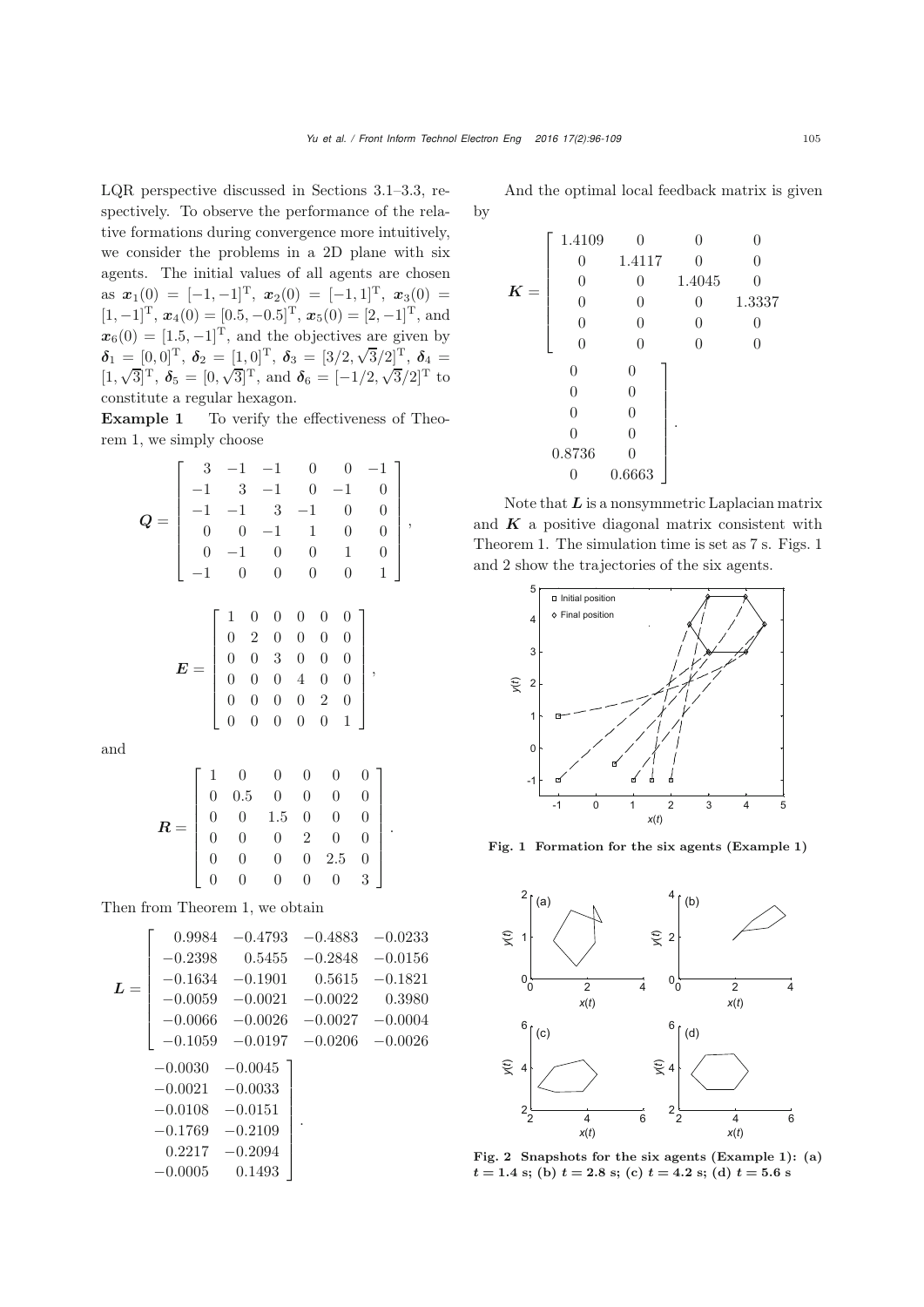LQR perspective discussed in Sections 3.1–3.3, respectively. To observe the performance of the relative formations during convergence more intuitively, we consider the problems in a 2D plane with six agents. The initial values of all agents are chosen as $\boldsymbol{x}_1(0) = [-1, -1]^{\rm T}$, $\boldsymbol{x}_2(0) = [-1, 1]^{\rm T}$, $\boldsymbol{x}_3(0) = [1, -1]^{\rm T}$, $\boldsymbol{x}_4(0) = [0.5, -0.5]^{\rm T}$, $\boldsymbol{x}_5(0) = [2, -1]^{\rm T}$, and $\boldsymbol{x}_6(0) = [1.5, -1]^{\rm T}$, and the objectives are given by $\boldsymbol{\delta}_1 = [0, 0]^{\rm T}$, $\boldsymbol{\delta}_2 = [1, 0]^{\rm T}$, $\boldsymbol{\delta}_3 = [3/2, \sqrt{3}/2]^{\rm T}$, $\boldsymbol{\delta}_4 = [1, \sqrt{3}]^{\rm T}$, $\boldsymbol{\delta}_5 = [0, \sqrt{3}]^{\rm T}$, and $\boldsymbol{\delta}_6 = [-1/2, \sqrt{3}/2]^{\rm T}$ to constitute a regular hexagon.

**Example 1** To verify the effectiveness of Theorem 1, we simply choose

$$\boldsymbol{Q} = \begin{bmatrix} 3 & -1 & -1 & 0 & 0 & -1 \\ -1 & 3 & -1 & 0 & -1 & 0 \\ -1 & -1 & 3 & -1 & 0 & 0 \\ 0 & 0 & -1 & 1 & 0 & 0 \\ 0 & -1 & 0 & 0 & 1 & 0 \\ -1 & 0 & 0 & 0 & 0 & 1 \end{bmatrix},$$

$$\boldsymbol{E} = \begin{bmatrix} 1 & 0 & 0 & 0 & 0 & 0 \\ 0 & 2 & 0 & 0 & 0 & 0 \\ 0 & 0 & 3 & 0 & 0 & 0 \\ 0 & 0 & 0 & 4 & 0 & 0 \\ 0 & 0 & 0 & 0 & 2 & 0 \\ 0 & 0 & 0 & 0 & 0 & 1 \end{bmatrix},$$

and

$$\boldsymbol{R} = \begin{bmatrix} 1 & 0 & 0 & 0 & 0 & 0 \\ 0 & 0.5 & 0 & 0 & 0 & 0 \\ 0 & 0 & 1.5 & 0 & 0 & 0 \\ 0 & 0 & 0 & 2 & 0 & 0 \\ 0 & 0 & 0 & 0 & 2.5 & 0 \\ 0 & 0 & 0 & 0 & 0 & 3 \end{bmatrix}.$$

Then from Theorem 1, we obtain

$$\boldsymbol{L} = \begin{bmatrix} 0.9984 & -0.4793 & -0.4883 & -0.0233 & -0.0030 & -0.0045 \\ -0.2398 & 0.5455 & -0.2848 & -0.0156 & -0.0021 & -0.0033 \\ -0.1634 & -0.1901 & 0.5615 & -0.1821 & -0.0108 & -0.0151 \\ -0.0059 & -0.0021 & -0.0022 & 0.3980 & -0.1769 & -0.2109 \\ -0.0066 & -0.0026 & -0.0027 & -0.0004 & 0.2217 & -0.2094 \\ -0.1059 & -0.0197 & -0.0206 & -0.0026 & -0.0005 & 0.1493 \end{bmatrix}.$$

And the optimal local feedback matrix is given by

$$\boldsymbol{K} = \begin{bmatrix} 1.4109 & 0 & 0 & 0 & 0 & 0 \\ 0 & 1.4117 & 0 & 0 & 0 & 0 \\ 0 & 0 & 1.4045 & 0 & 0 & 0 \\ 0 & 0 & 0 & 1.3337 & 0 & 0 \\ 0 & 0 & 0 & 0 & 0.8736 & 0 \\ 0 & 0 & 0 & 0 & 0 & 0.6663 \end{bmatrix}.$$

Note that $\boldsymbol{L}$ is a nonsymmetric Laplacian matrix and $\boldsymbol{K}$ a positive diagonal matrix consistent with Theorem 1. The simulation time is set as 7 s. Figs. 1 and 2 show the trajectories of the six agents.

**Fig. 1 Formation for the six agents (Example 1)**

**Fig. 2 Snapshots for the six agents (Example 1): (a) $t = 1.4$ s; (b) $t = 2.8$ s; (c) $t = 4.2$ s; (d) $t = 5.6$ s**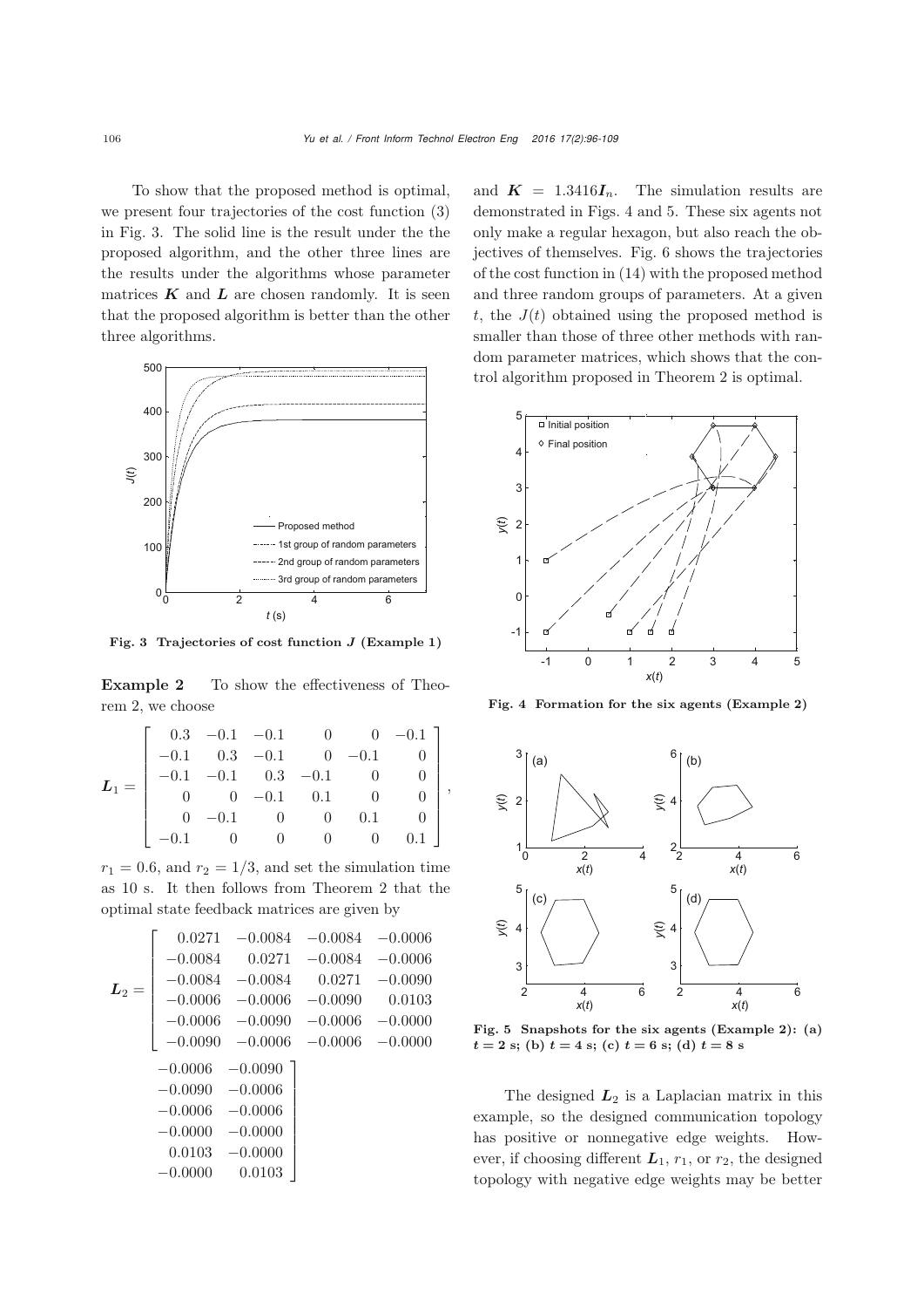To show that the proposed method is optimal, we present four trajectories of the cost function (3) in Fig. 3. The solid line is the result under the the proposed algorithm, and the other three lines are the results under the algorithms whose parameter matrices $\boldsymbol{K}$ and $\boldsymbol{L}$ are chosen randomly. It is seen that the proposed algorithm is better than the other three algorithms.

**Fig. 3 Trajectories of cost function $J$ (Example 1)**

**Example 2** To show the effectiveness of Theorem 2, we choose

$$
\boldsymbol{L}_1 = \begin{bmatrix} 0.3 & -0.1 & -0.1 & 0 & 0 & -0.1 \\ -0.1 & 0.3 & -0.1 & 0 & -0.1 & 0 \\ -0.1 & -0.1 & 0.3 & -0.1 & 0 & 0 \\ 0 & 0 & -0.1 & 0.1 & 0 & 0 \\ 0 & -0.1 & 0 & 0 & 0.1 & 0 \\ -0.1 & 0 & 0 & 0 & 0 & 0.1 \end{bmatrix},
$$

$r_1 = 0.6$, and $r_2 = 1/3$, and set the simulation time as 10 s. It then follows from Theorem 2 that the optimal state feedback matrices are given by

$$
\boldsymbol{L}_2 = \begin{bmatrix} 0.0271 & -0.0084 & -0.0084 & -0.0006 & -0.0006 & -0.0090 \\ -0.0084 & 0.0271 & -0.0084 & -0.0006 & -0.0090 & -0.0006 \\ -0.0084 & -0.0084 & 0.0271 & -0.0090 & -0.0006 & -0.0006 \\ -0.0006 & -0.0006 & -0.0090 & 0.0103 & -0.0000 & -0.0000 \\ -0.0006 & -0.0090 & -0.0006 & -0.0000 & 0.0103 & -0.0000 \\ -0.0090 & -0.0006 & -0.0006 & -0.0000 & -0.0000 & 0.0103 \end{bmatrix}
$$

and $\boldsymbol{K} = 1.3416\boldsymbol{I}_n$. The simulation results are demonstrated in Figs. 4 and 5. These six agents not only make a regular hexagon, but also reach the objectives of themselves. Fig. 6 shows the trajectories of the cost function in (14) with the proposed method and three random groups of parameters. At a given $t$, the $J(t)$ obtained using the proposed method is smaller than those of three other methods with random parameter matrices, which shows that the control algorithm proposed in Theorem 2 is optimal.

**Fig. 4 Formation for the six agents (Example 2)**

**Fig. 5 Snapshots for the six agents (Example 2): (a) $t = 2$ s; (b) $t = 4$ s; (c) $t = 6$ s; (d) $t = 8$ s**

The designed $\boldsymbol{L}_2$ is a Laplacian matrix in this example, so the designed communication topology has positive or nonnegative edge weights. However, if choosing different $\boldsymbol{L}_1$, $r_1$, or $r_2$, the designed topology with negative edge weights may be better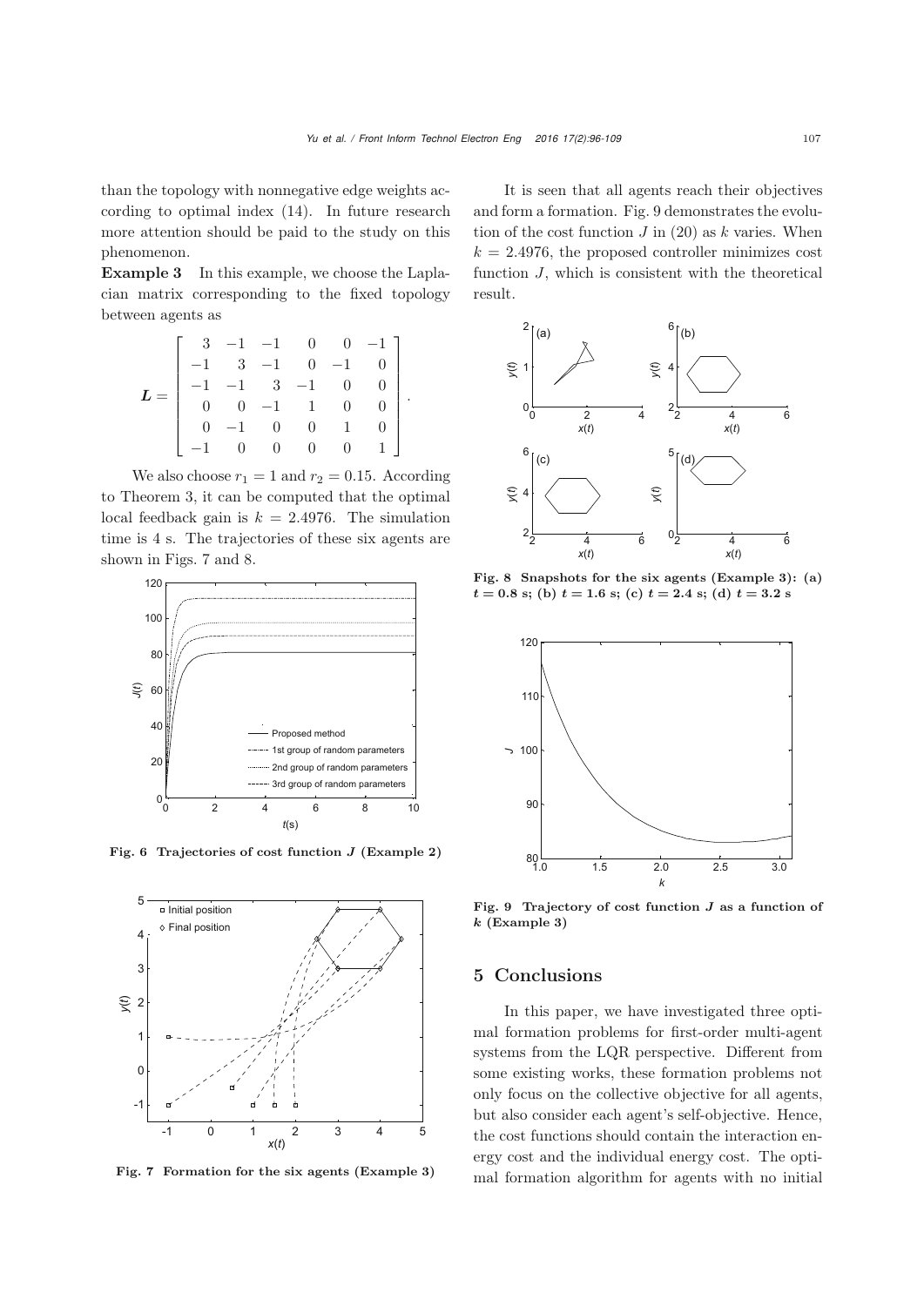than the topology with nonnegative edge weights according to optimal index (14). In future research more attention should be paid to the study on this phenomenon.

**Example 3** In this example, we choose the Laplacian matrix corresponding to the fixed topology between agents as

$$
\boldsymbol{L} = \begin{bmatrix} 3 & -1 & -1 & 0 & 0 & -1 \\ -1 & 3 & -1 & 0 & -1 & 0 \\ -1 & -1 & 3 & -1 & 0 & 0 \\ 0 & 0 & -1 & 1 & 0 & 0 \\ 0 & -1 & 0 & 0 & 1 & 0 \\ -1 & 0 & 0 & 0 & 0 & 1 \end{bmatrix}.
$$

We also choose $r_1 = 1$ and $r_2 = 0.15$. According to Theorem 3, it can be computed that the optimal local feedback gain is $k = 2.4976$. The simulation time is 4 s. The trajectories of these six agents are shown in Figs. 7 and 8.

**Fig. 6 Trajectories of cost function $J$ (Example 2)**

**Fig. 7 Formation for the six agents (Example 3)**

It is seen that all agents reach their objectives and form a formation. Fig. 9 demonstrates the evolution of the cost function $J$ in (20) as $k$ varies. When $k = 2.4976$, the proposed controller minimizes cost function $J$, which is consistent with the theoretical result.

**Fig. 8 Snapshots for the six agents (Example 3): (a) $t = 0.8$ s; (b) $t = 1.6$ s; (c) $t = 2.4$ s; (d) $t = 3.2$ s**

**Fig. 9 Trajectory of cost function $J$ as a function of $k$ (Example 3)**

## 5 Conclusions

In this paper, we have investigated three optimal formation problems for first-order multi-agent systems from the LQR perspective. Different from some existing works, these formation problems not only focus on the collective objective for all agents, but also consider each agent's self-objective. Hence, the cost functions should contain the interaction energy cost and the individual energy cost. The optimal formation algorithm for agents with no initial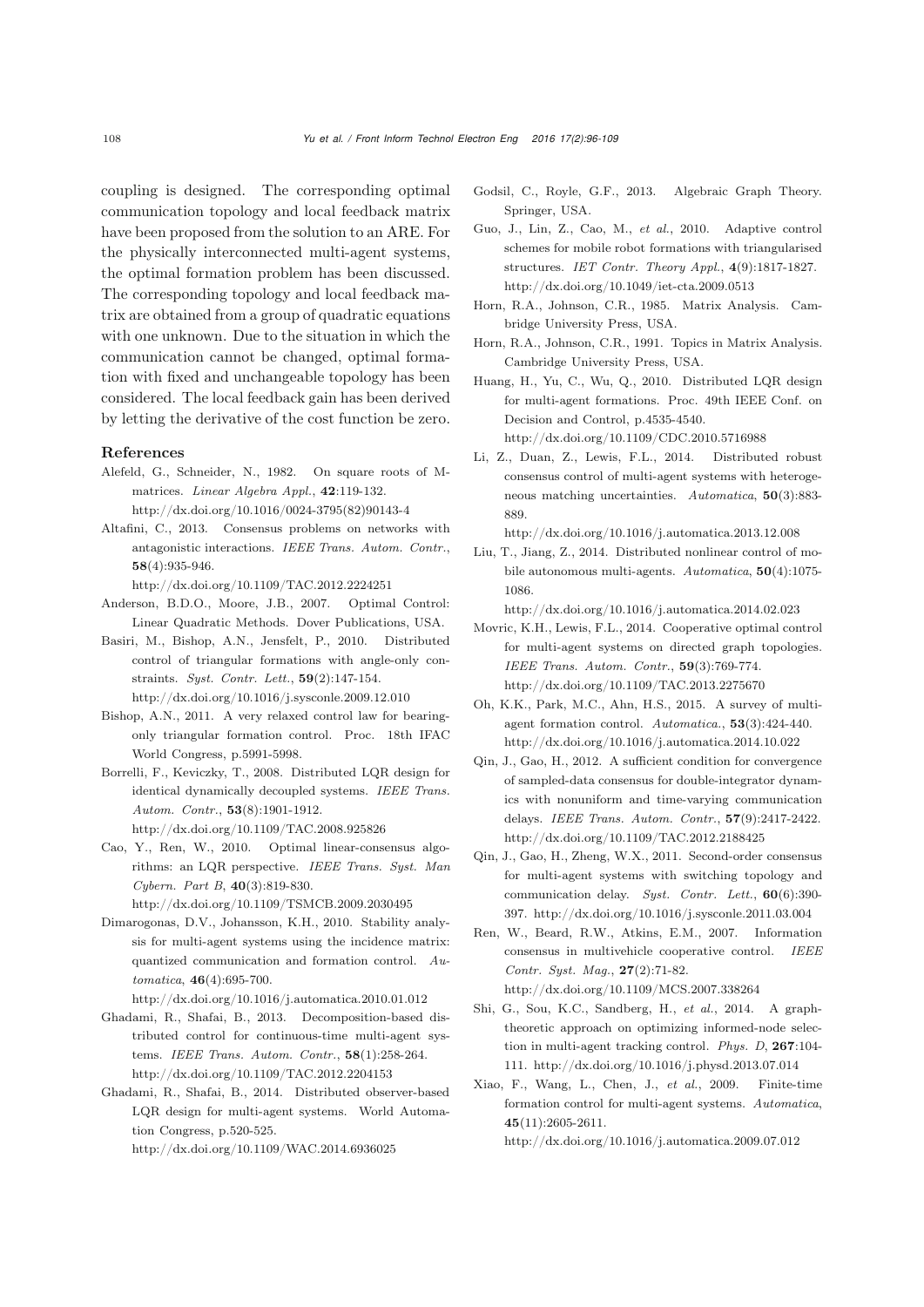coupling is designed. The corresponding optimal communication topology and local feedback matrix have been proposed from the solution to an ARE. For the physically interconnected multi-agent systems, the optimal formation problem has been discussed. The corresponding topology and local feedback matrix are obtained from a group of quadratic equations with one unknown. Due to the situation in which the communication cannot be changed, optimal formation with fixed and unchangeable topology has been considered. The local feedback gain has been derived by letting the derivative of the cost function be zero.

## References

Alefeld, G., Schneider, N., 1982. On square roots of M-matrices. *Linear Algebra Appl.*, **42**:119-132. http://dx.doi.org/10.1016/0024-3795(82)90143-4

Altafini, C., 2013. Consensus problems on networks with antagonistic interactions. *IEEE Trans. Autom. Contr.*, **58**(4):935-946. http://dx.doi.org/10.1109/TAC.2012.2224251

Anderson, B.D.O., Moore, J.B., 2007. Optimal Control: Linear Quadratic Methods. Dover Publications, USA.

Basiri, M., Bishop, A.N., Jensfelt, P., 2010. Distributed control of triangular formations with angle-only constraints. *Syst. Contr. Lett.*, **59**(2):147-154. http://dx.doi.org/10.1016/j.sysconle.2009.12.010

Bishop, A.N., 2011. A very relaxed control law for bearing-only triangular formation control. Proc. 18th IFAC World Congress, p.5991-5998.

Borrelli, F., Keviczky, T., 2008. Distributed LQR design for identical dynamically decoupled systems. *IEEE Trans. Autom. Contr.*, **53**(8):1901-1912. http://dx.doi.org/10.1109/TAC.2008.925826

Cao, Y., Ren, W., 2010. Optimal linear-consensus algorithms: an LQR perspective. *IEEE Trans. Syst. Man Cybern. Part B*, **40**(3):819-830. http://dx.doi.org/10.1109/TSMCB.2009.2030495

Dimarogonas, D.V., Johansson, K.H., 2010. Stability analysis for multi-agent systems using the incidence matrix: quantized communication and formation control. *Automatica*, **46**(4):695-700. http://dx.doi.org/10.1016/j.automatica.2010.01.012

Ghadami, R., Shafai, B., 2013. Decomposition-based distributed control for continuous-time multi-agent systems. *IEEE Trans. Autom. Contr.*, **58**(1):258-264. http://dx.doi.org/10.1109/TAC.2012.2204153

Ghadami, R., Shafai, B., 2014. Distributed observer-based LQR design for multi-agent systems. World Automation Congress, p.520-525. http://dx.doi.org/10.1109/WAC.2014.6936025

Godsil, C., Royle, G.F., 2013. Algebraic Graph Theory. Springer, USA.

Guo, J., Lin, Z., Cao, M., *et al.*, 2010. Adaptive control schemes for mobile robot formations with triangularised structures. *IET Contr. Theory Appl.*, **4**(9):1817-1827. http://dx.doi.org/10.1049/iet-cta.2009.0513

Horn, R.A., Johnson, C.R., 1985. Matrix Analysis. Cambridge University Press, USA.

Horn, R.A., Johnson, C.R., 1991. Topics in Matrix Analysis. Cambridge University Press, USA.

Huang, H., Yu, C., Wu, Q., 2010. Distributed LQR design for multi-agent formations. Proc. 49th IEEE Conf. on Decision and Control, p.4535-4540. http://dx.doi.org/10.1109/CDC.2010.5716988

Li, Z., Duan, Z., Lewis, F.L., 2014. Distributed robust consensus control of multi-agent systems with heterogeneous matching uncertainties. *Automatica*, **50**(3):883-889. http://dx.doi.org/10.1016/j.automatica.2013.12.008

Liu, T., Jiang, Z., 2014. Distributed nonlinear control of mobile autonomous multi-agents. *Automatica*, **50**(4):1075-1086. http://dx.doi.org/10.1016/j.automatica.2014.02.023

Movric, K.H., Lewis, F.L., 2014. Cooperative optimal control for multi-agent systems on directed graph topologies. *IEEE Trans. Autom. Contr.*, **59**(3):769-774. http://dx.doi.org/10.1109/TAC.2013.2275670

Oh, K.K., Park, M.C., Ahn, H.S., 2015. A survey of multi-agent formation control. *Automatica.*, **53**(3):424-440. http://dx.doi.org/10.1016/j.automatica.2014.10.022

Qin, J., Gao, H., 2012. A sufficient condition for convergence of sampled-data consensus for double-integrator dynamics with nonuniform and time-varying communication delays. *IEEE Trans. Autom. Contr.*, **57**(9):2417-2422. http://dx.doi.org/10.1109/TAC.2012.2188425

Qin, J., Gao, H., Zheng, W.X., 2011. Second-order consensus for multi-agent systems with switching topology and communication delay. *Syst. Contr. Lett.*, **60**(6):390-397. http://dx.doi.org/10.1016/j.sysconle.2011.03.004

Ren, W., Beard, R.W., Atkins, E.M., 2007. Information consensus in multivehicle cooperative control. *IEEE Contr. Syst. Mag.*, **27**(2):71-82. http://dx.doi.org/10.1109/MCS.2007.338264

Shi, G., Sou, K.C., Sandberg, H., *et al.*, 2014. A graph-theoretic approach on optimizing informed-node selection in multi-agent tracking control. *Phys. D*, **267**:104-111. http://dx.doi.org/10.1016/j.physd.2013.07.014

Xiao, F., Wang, L., Chen, J., *et al.*, 2009. Finite-time formation control for multi-agent systems. *Automatica*, **45**(11):2605-2611. http://dx.doi.org/10.1016/j.automatica.2009.07.012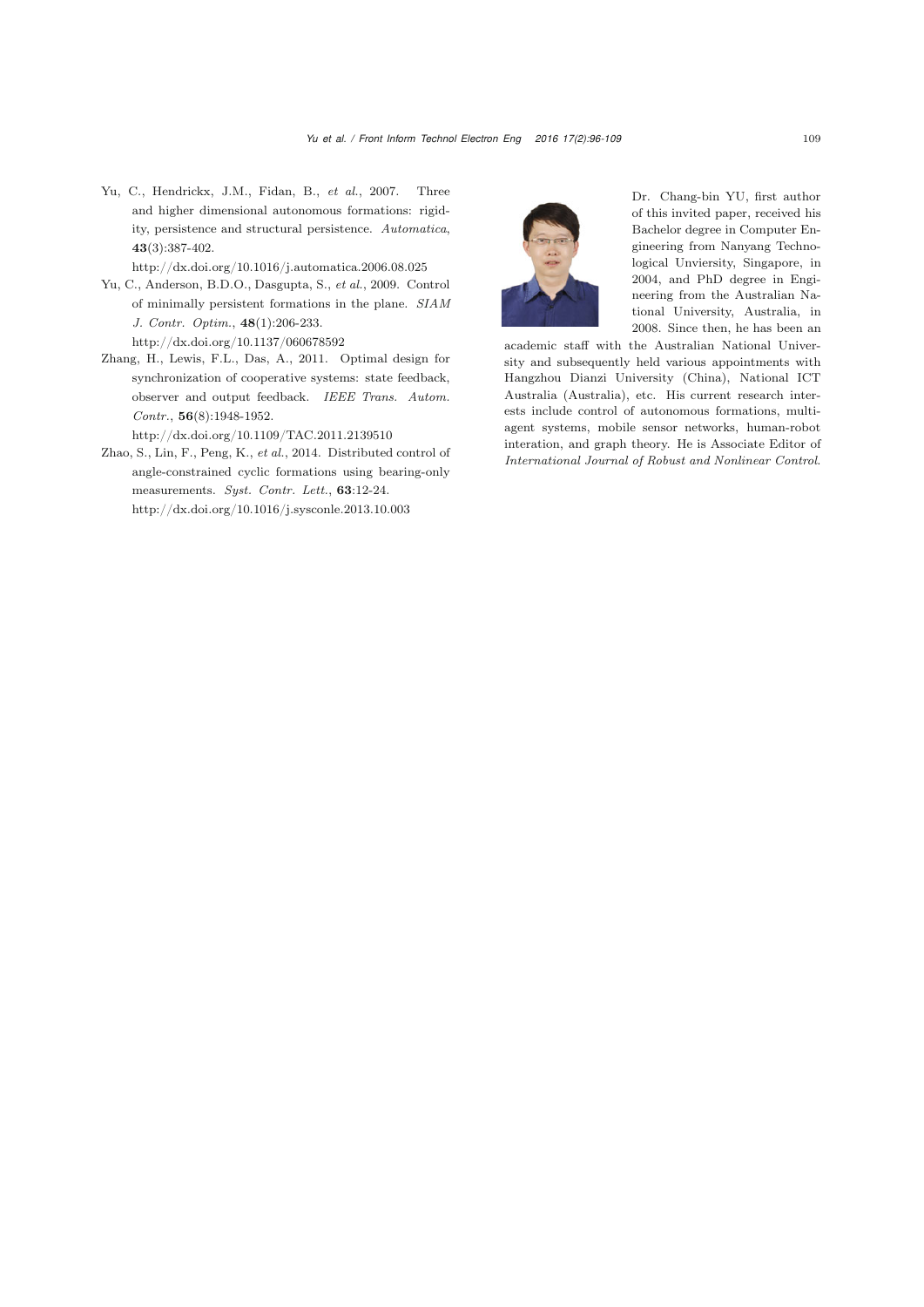Yu, C., Hendrickx, J.M., Fidan, B., *et al.*, 2007. Three and higher dimensional autonomous formations: rigidity, persistence and structural persistence. *Automatica*, **43**(3):387-402. http://dx.doi.org/10.1016/j.automatica.2006.08.025

Yu, C., Anderson, B.D.O., Dasgupta, S., *et al.*, 2009. Control of minimally persistent formations in the plane. *SIAM J. Contr. Optim.*, **48**(1):206-233. http://dx.doi.org/10.1137/060678592

Zhang, H., Lewis, F.L., Das, A., 2011. Optimal design for synchronization of cooperative systems: state feedback, observer and output feedback. *IEEE Trans. Autom. Contr.*, **56**(8):1948-1952. http://dx.doi.org/10.1109/TAC.2011.2139510

Zhao, S., Lin, F., Peng, K., *et al.*, 2014. Distributed control of angle-constrained cyclic formations using bearing-only measurements. *Syst. Contr. Lett.*, **63**:12-24. http://dx.doi.org/10.1016/j.sysconle.2013.10.003

Dr. Chang-bin YU, first author of this invited paper, received his Bachelor degree in Computer Engineering from Nanyang Technological Unviersity, Singapore, in 2004, and PhD degree in Engineering from the Australian National University, Australia, in 2008. Since then, he has been an academic staff with the Australian National University and subsequently held various appointments with Hangzhou Dianzi University (China), National ICT Australia (Australia), etc. His current research interests include control of autonomous formations, multi-agent systems, mobile sensor networks, human-robot interation, and graph theory. He is Associate Editor of *International Journal of Robust and Nonlinear Control*.